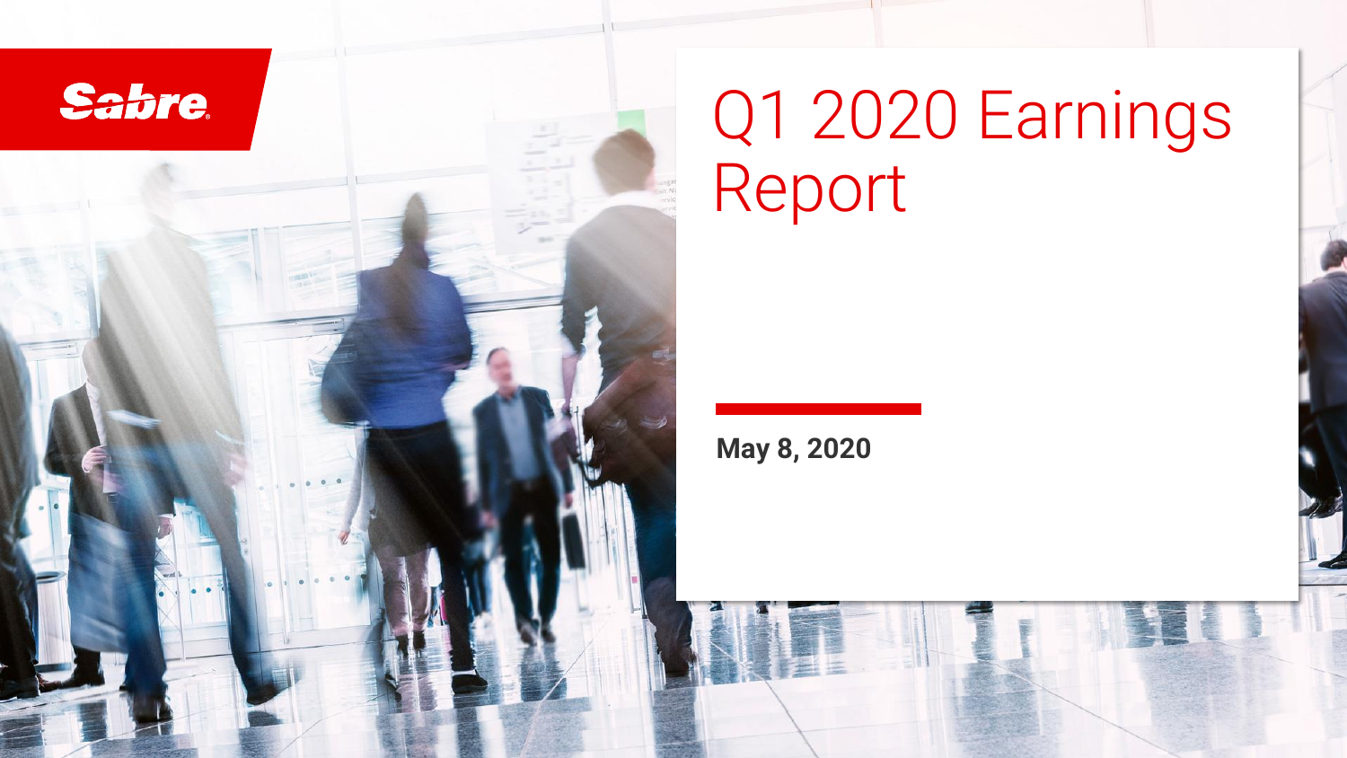Sabre

# Q1 2020 Earnings Report

**May 8, 2020**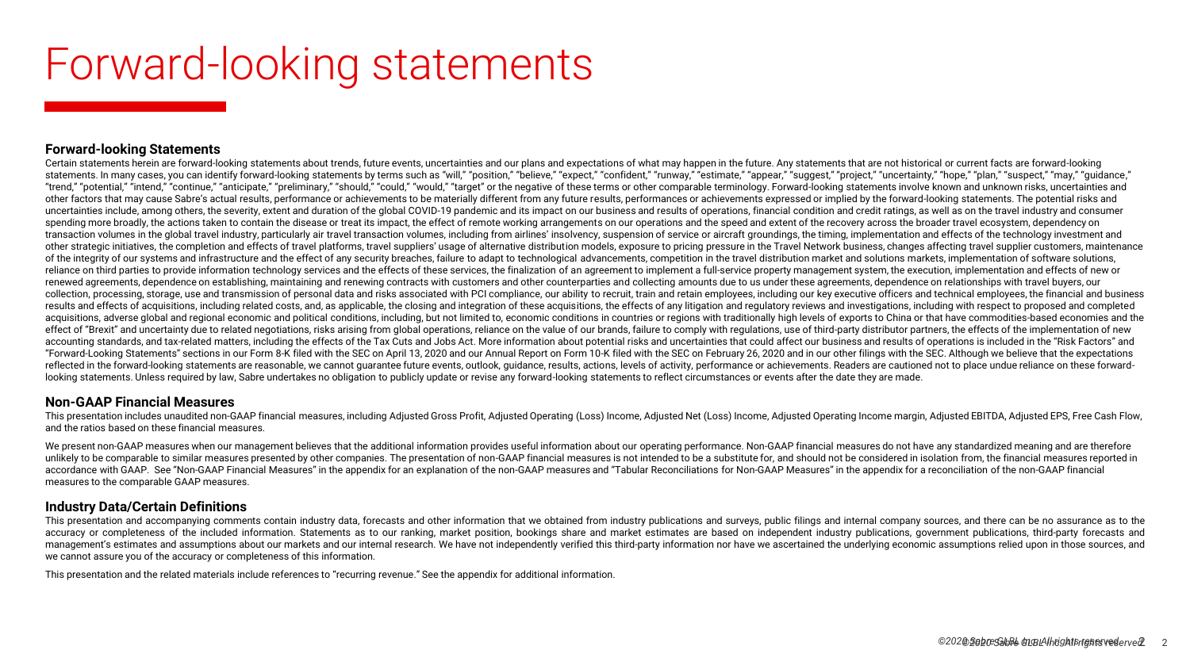# Forward-looking statements

## Forward-looking Statements

Certain statements herein are forward-looking statements about trends, future events, uncertainties and our plans and expectations of what may happen in the future. Any statements that are not historical or current facts are forward-looking statements. In many cases, you can identify forward-looking statements by terms such as "will," "position," "believe," "expect," "confident," "runway," "estimate," "appear," "suggest," "project," "uncertainty," "hope," "plan," "suspect," "may," "guidance," "trend," "potential," "intend," "continue," "anticipate," "preliminary," "should," "could," "would," "target" or the negative of these terms or other comparable terminology. Forward-looking statements involve known and unknown risks, uncertainties and other factors that may cause Sabre's actual results, performance or achievements to be materially different from any future results, performances or achievements expressed or implied by the forward-looking statements. The potential risks and uncertainties include, among others, the severity, extent and duration of the global COVID-19 pandemic and its impact on our business and results of operations, financial condition and credit ratings, as well as on the travel industry and consumer spending more broadly, the actions taken to contain the disease or treat its impact, the effect of remote working arrangements on our operations and the speed and extent of the recovery across the broader travel ecosystem, dependency on transaction volumes in the global travel industry, particularly air travel transaction volumes, including from airlines' insolvency, suspension of service or aircraft groundings, the timing, implementation and effects of the technology investment and other strategic initiatives, the completion and effects of travel platforms, travel suppliers' usage of alternative distribution models, exposure to pricing pressure in the Travel Network business, changes affecting travel supplier customers, maintenance of the integrity of our systems and infrastructure and the effect of any security breaches, failure to adapt to technological advancements, competition in the travel distribution market and solutions markets, implementation of software solutions, reliance on third parties to provide information technology services and the effects of these services, the finalization of an agreement to implement a full-service property management system, the execution, implementation and effects of new or renewed agreements, dependence on establishing, maintaining and renewing contracts with customers and other counterparties and collecting amounts due to us under these agreements, dependence on relationships with travel buyers, our collection, processing, storage, use and transmission of personal data and risks associated with PCI compliance, our ability to recruit, train and retain employees, including our key executive officers and technical employees, the financial and business results and effects of acquisitions, including related costs, and, as applicable, the closing and integration of these acquisitions, the effects of any litigation and regulatory reviews and investigations, including with respect to proposed and completed acquisitions, adverse global and regional economic and political conditions, including, but not limited to, economic conditions in countries or regions with traditionally high levels of exports to China or that have commodities-based economies and the effect of "Brexit" and uncertainty due to related negotiations, risks arising from global operations, reliance on the value of our brands, failure to comply with regulations, use of third-party distributor partners, the effects of the implementation of new accounting standards, and tax-related matters, including the effects of the Tax Cuts and Jobs Act. More information about potential risks and uncertainties that could affect our business and results of operations is included in the "Risk Factors" and "Forward-Looking Statements" sections in our Form 8-K filed with the SEC on April 13, 2020 and our Annual Report on Form 10-K filed with the SEC on February 26, 2020 and in our other filings with the SEC. Although we believe that the expectations reflected in the forward-looking statements are reasonable, we cannot guarantee future events, outlook, guidance, results, actions, levels of activity, performance or achievements. Readers are cautioned not to place undue reliance on these forward-looking statements. Unless required by law, Sabre undertakes no obligation to publicly update or revise any forward-looking statements to reflect circumstances or events after the date they are made.

## Non-GAAP Financial Measures

This presentation includes unaudited non-GAAP financial measures, including Adjusted Gross Profit, Adjusted Operating (Loss) Income, Adjusted Net (Loss) Income, Adjusted Operating Income margin, Adjusted EBITDA, Adjusted EPS, Free Cash Flow, and the ratios based on these financial measures.

We present non-GAAP measures when our management believes that the additional information provides useful information about our operating performance. Non-GAAP financial measures do not have any standardized meaning and are therefore unlikely to be comparable to similar measures presented by other companies. The presentation of non-GAAP financial measures is not intended to be a substitute for, and should not be considered in isolation from, the financial measures reported in accordance with GAAP. See "Non-GAAP Financial Measures" in the appendix for an explanation of the non-GAAP measures and "Tabular Reconciliations for Non-GAAP Measures" in the appendix for a reconciliation of the non-GAAP financial measures to the comparable GAAP measures.

## Industry Data/Certain Definitions

This presentation and accompanying comments contain industry data, forecasts and other information that we obtained from industry publications and surveys, public filings and internal company sources, and there can be no assurance as to the accuracy or completeness of the included information. Statements as to our ranking, market position, bookings share and market estimates are based on independent industry publications, government publications, third-party forecasts and management's estimates and assumptions about our markets and our internal research. We have not independently verified this third-party information nor have we ascertained the underlying economic assumptions relied upon in those sources, and we cannot assure you of the accuracy or completeness of this information.

This presentation and the related materials include references to "recurring revenue." See the appendix for additional information.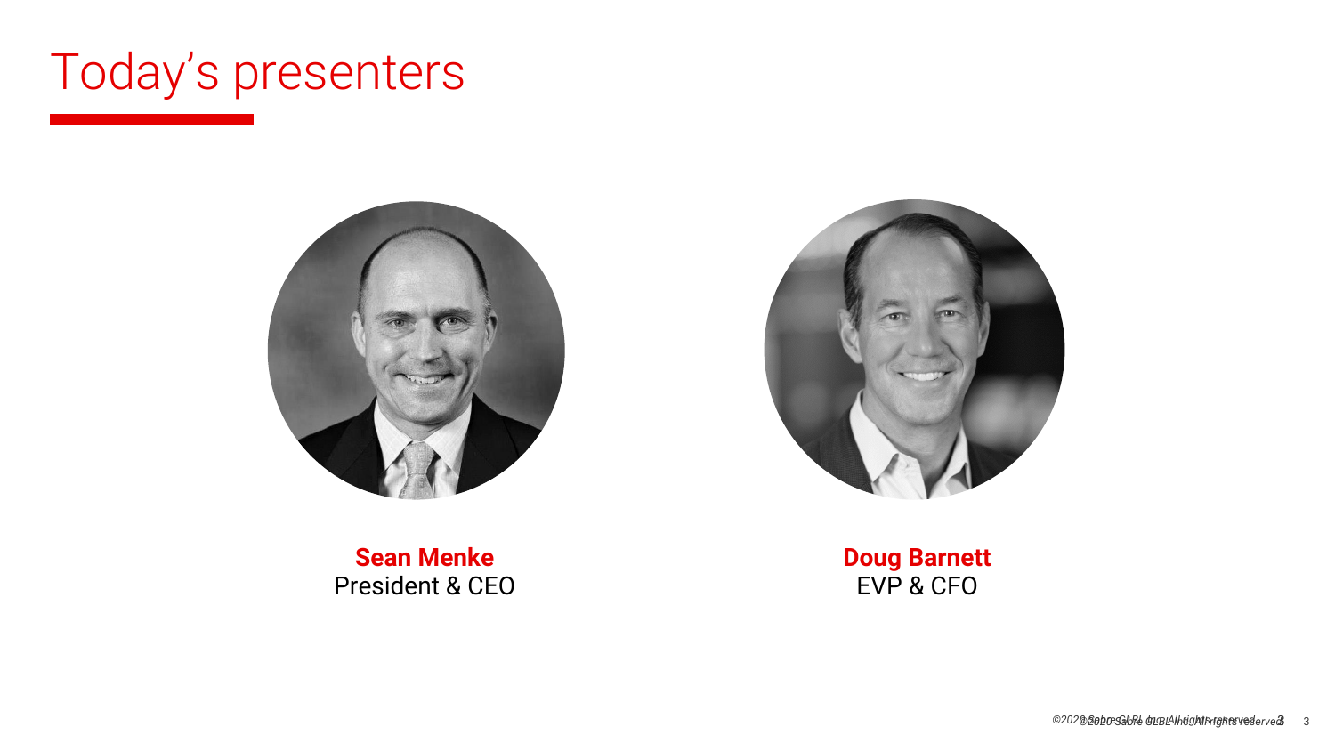# Today's presenters

**Sean Menke**
President & CEO

**Doug Barnett**
EVP & CFO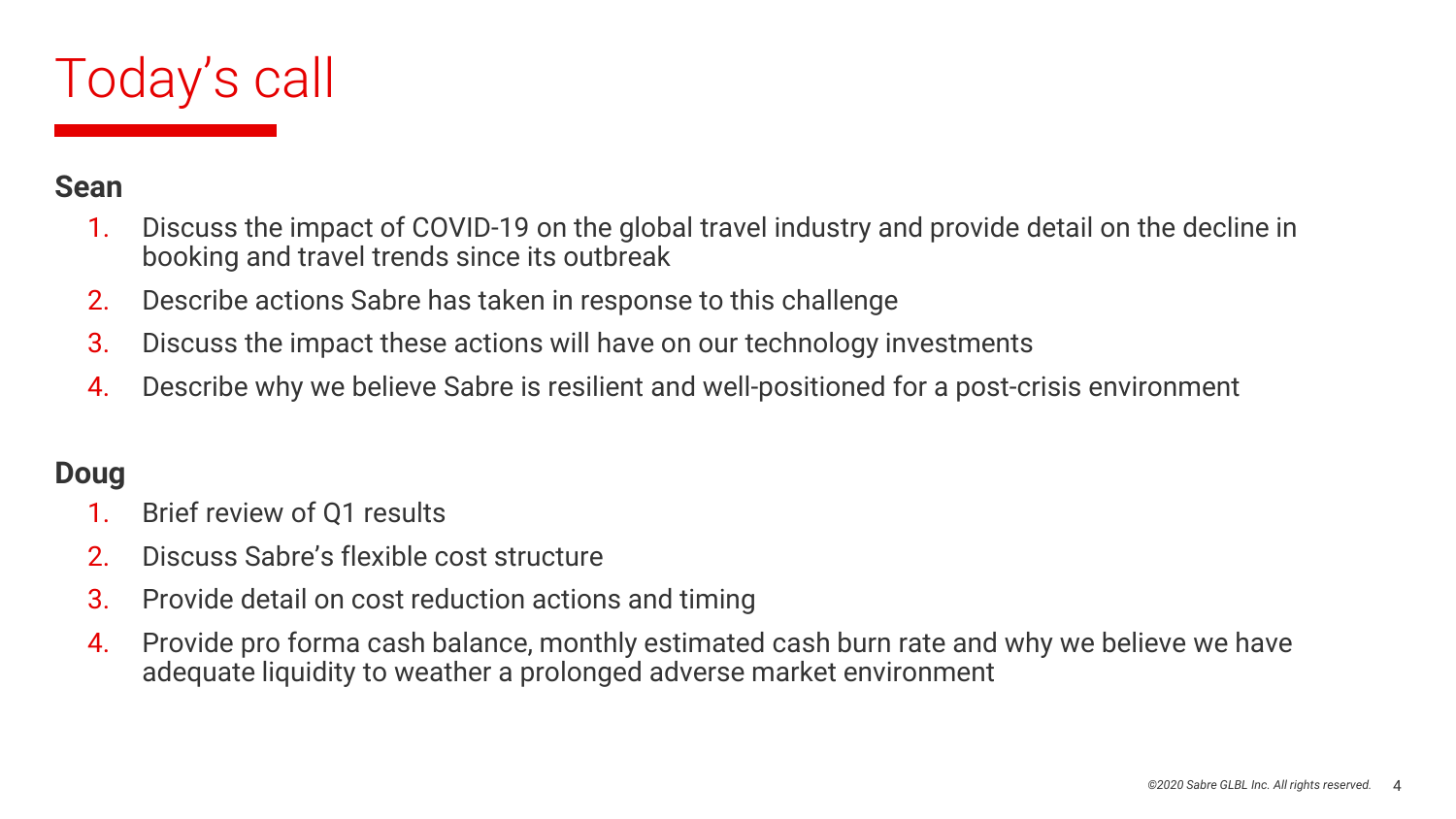# Today's call

**Sean**

1. Discuss the impact of COVID-19 on the global travel industry and provide detail on the decline in booking and travel trends since its outbreak
2. Describe actions Sabre has taken in response to this challenge
3. Discuss the impact these actions will have on our technology investments
4. Describe why we believe Sabre is resilient and well-positioned for a post-crisis environment

**Doug**

1. Brief review of Q1 results
2. Discuss Sabre's flexible cost structure
3. Provide detail on cost reduction actions and timing
4. Provide pro forma cash balance, monthly estimated cash burn rate and why we believe we have adequate liquidity to weather a prolonged adverse market environment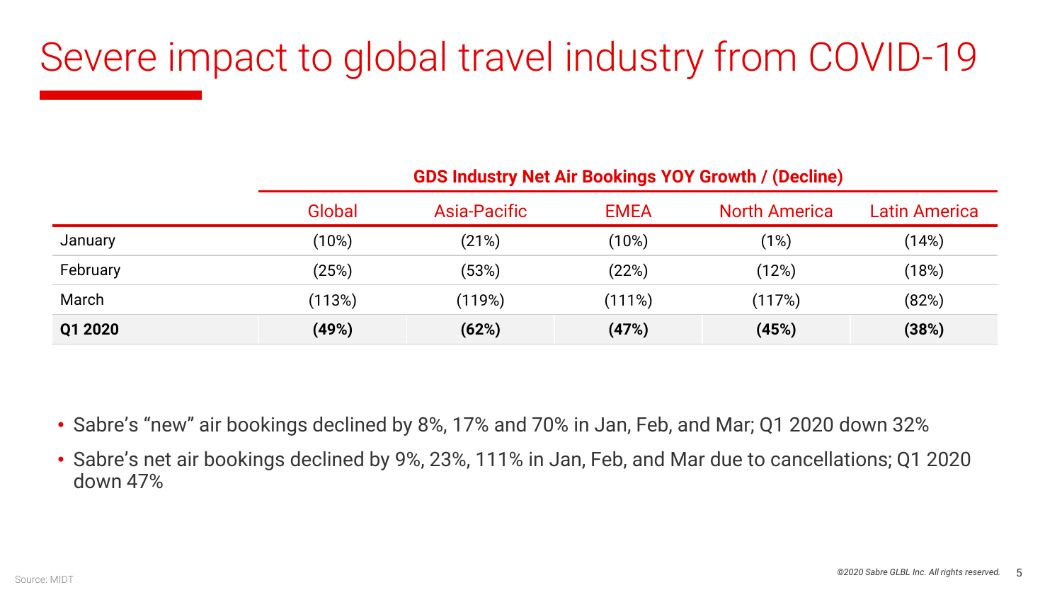# Severe impact to global travel industry from COVID-19

| | GDS Industry Net Air Bookings YOY Growth / (Decline) | | | | |
|---|---|---|---|---|---|
| | Global | Asia-Pacific | EMEA | North America | Latin America |
| January | (10%) | (21%) | (10%) | (1%) | (14%) |
| February | (25%) | (53%) | (22%) | (12%) | (18%) |
| March | (113%) | (119%) | (111%) | (117%) | (82%) |
| **Q1 2020** | **(49%)** | **(62%)** | **(47%)** | **(45%)** | **(38%)** |

- Sabre's "new" air bookings declined by 8%, 17% and 70% in Jan, Feb, and Mar; Q1 2020 down 32%
- Sabre's net air bookings declined by 9%, 23%, 111% in Jan, Feb, and Mar due to cancellations; Q1 2020 down 47%

Source: MIDT

*©2020 Sabre GLBL Inc. All rights reserved.*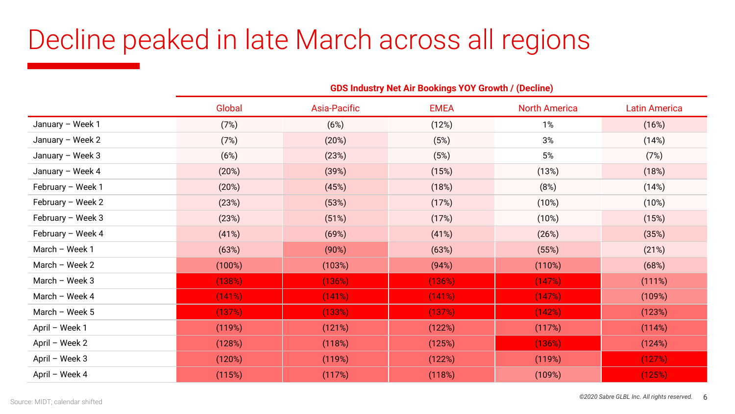# Decline peaked in late March across all regions

| | GDS Industry Net Air Bookings YOY Growth / (Decline) | | | | |
|---|---|---|---|---|---|
| | Global | Asia-Pacific | EMEA | North America | Latin America |
| January – Week 1 | (7%) | (6%) | (12%) | 1% | (16%) |
| January – Week 2 | (7%) | (20%) | (5%) | 3% | (14%) |
| January – Week 3 | (6%) | (23%) | (5%) | 5% | (7%) |
| January – Week 4 | (20%) | (39%) | (15%) | (13%) | (18%) |
| February – Week 1 | (20%) | (45%) | (18%) | (8%) | (14%) |
| February – Week 2 | (23%) | (53%) | (17%) | (10%) | (10%) |
| February – Week 3 | (23%) | (51%) | (17%) | (10%) | (15%) |
| February – Week 4 | (41%) | (69%) | (41%) | (26%) | (35%) |
| March – Week 1 | (63%) | (90%) | (63%) | (55%) | (21%) |
| March – Week 2 | (100%) | (103%) | (94%) | (110%) | (68%) |
| March – Week 3 | (138%) | (136%) | (136%) | (147%) | (111%) |
| March – Week 4 | (141%) | (141%) | (141%) | (147%) | (109%) |
| March – Week 5 | (137%) | (133%) | (137%) | (142%) | (123%) |
| April – Week 1 | (119%) | (121%) | (122%) | (117%) | (114%) |
| April – Week 2 | (128%) | (118%) | (125%) | (136%) | (124%) |
| April – Week 3 | (120%) | (119%) | (122%) | (119%) | (127%) |
| April – Week 4 | (115%) | (117%) | (118%) | (109%) | (125%) |

Source: MIDT; calendar shifted

*©2020 Sabre GLBL Inc. All rights reserved.*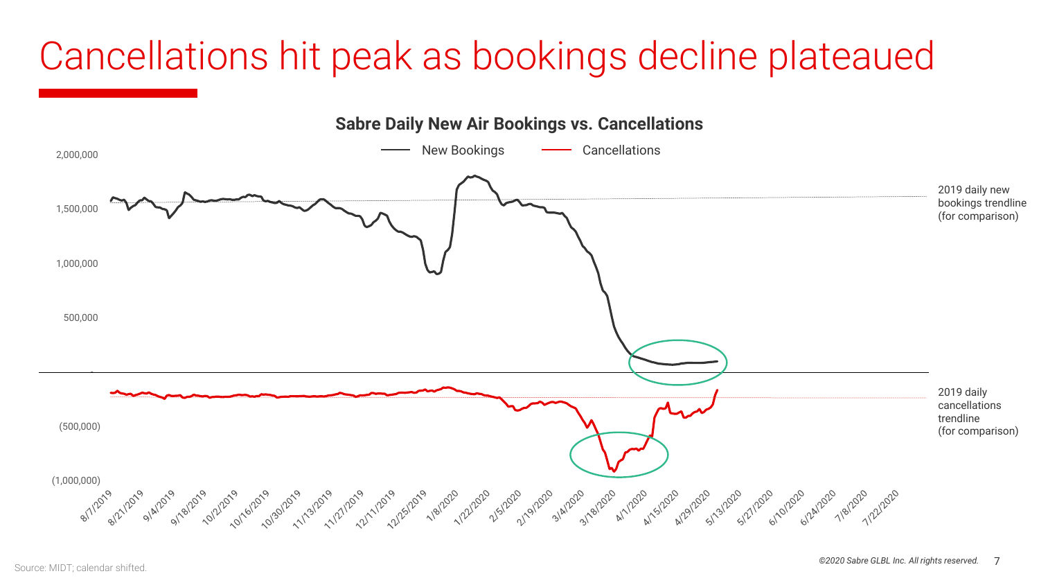# Cancellations hit peak as bookings decline plateaued

**Sabre Daily New Air Bookings vs. Cancellations**

New Bookings — Cancellations

2,000,000
1,500,000
1,000,000
500,000
-
(500,000)
(1,000,000)

8/7/2019, 8/21/2019, 9/4/2019, 9/18/2019, 10/2/2019, 10/16/2019, 10/30/2019, 11/13/2019, 11/27/2019, 12/11/2019, 12/25/2019, 1/8/2020, 1/22/2020, 2/5/2020, 2/19/2020, 3/4/2020, 3/18/2020, 4/1/2020, 4/15/2020, 4/29/2020, 5/13/2020, 5/27/2020, 6/10/2020, 6/24/2020, 7/8/2020, 7/22/2020

2019 daily new bookings trendline (for comparison)

2019 daily cancellations trendline (for comparison)

Source: MIDT; calendar shifted.

*©2020 Sabre GLBL Inc. All rights reserved.*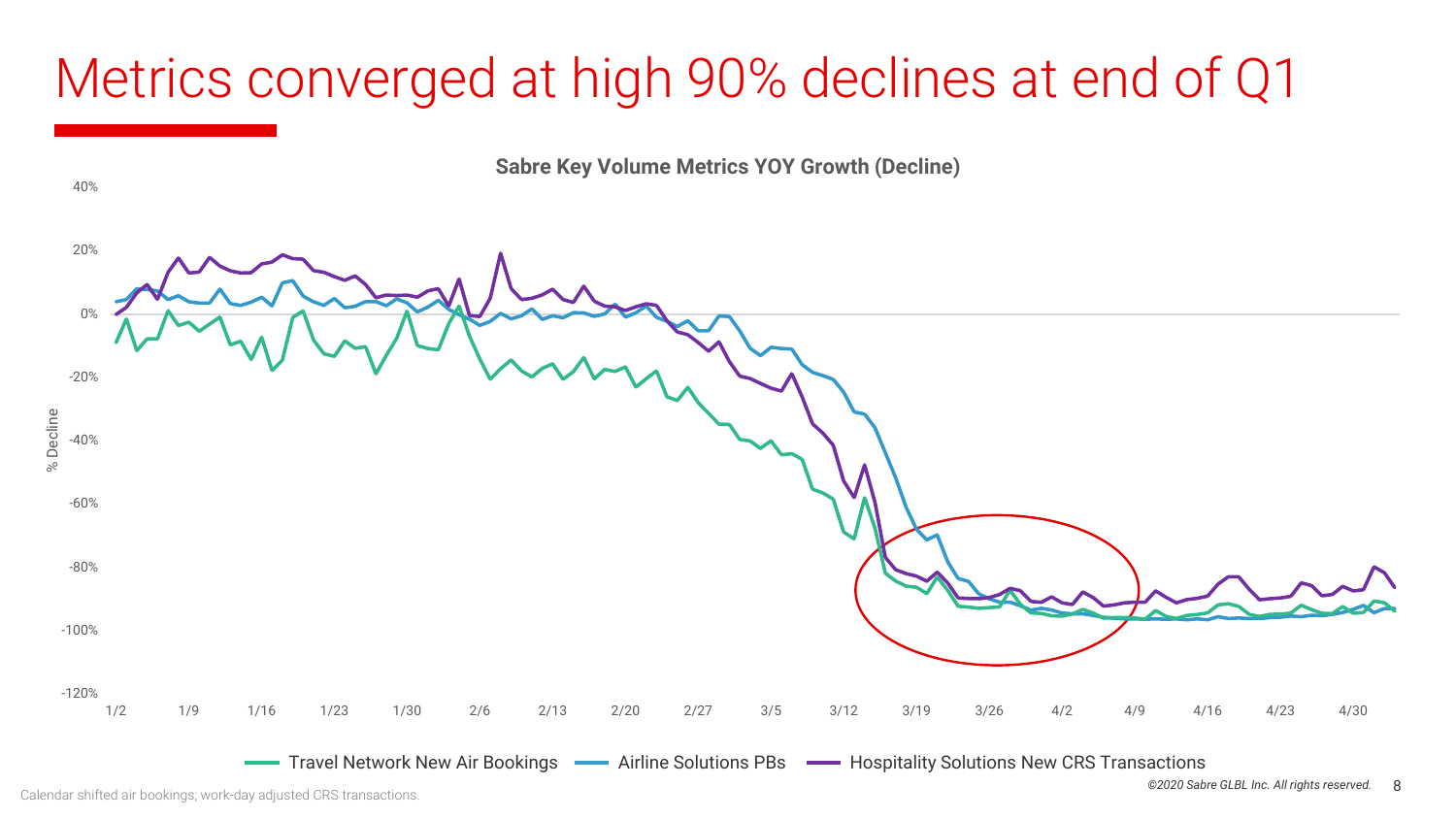# Metrics converged at high 90% declines at end of Q1

**Sabre Key Volume Metrics YOY Growth (Decline)**

Travel Network New Air Bookings | Airline Solutions PBs | Hospitality Solutions New CRS Transactions

Calendar shifted air bookings; work-day adjusted CRS transactions.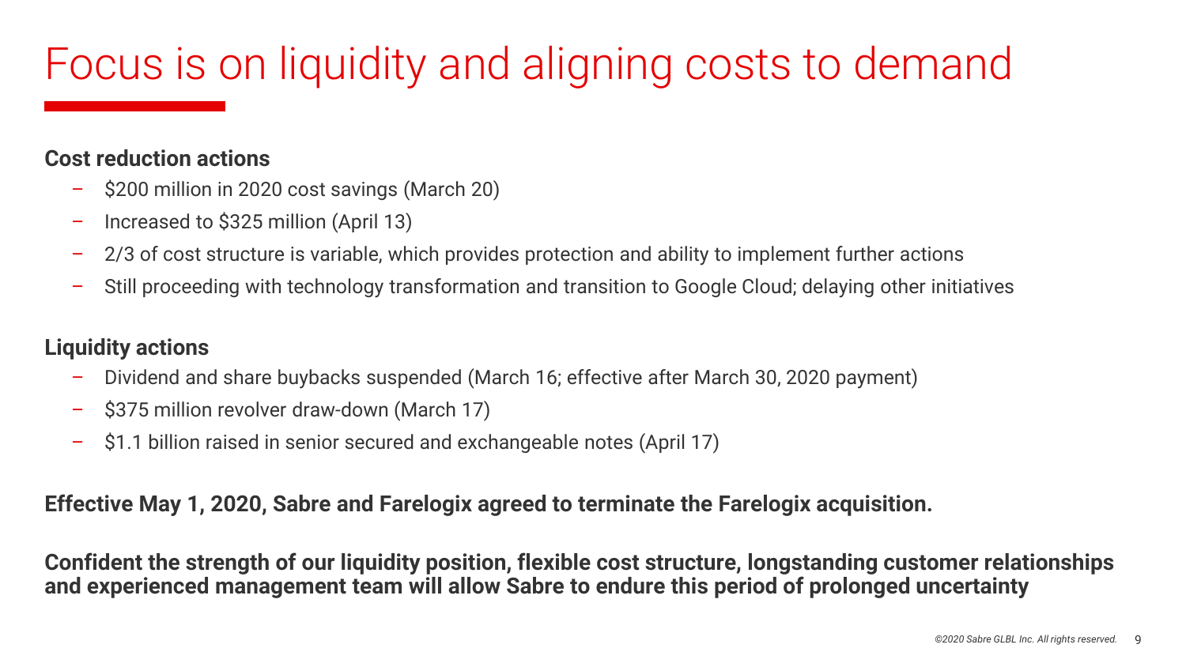# Focus is on liquidity and aligning costs to demand

**Cost reduction actions**

- $200 million in 2020 cost savings (March 20)
- Increased to $325 million (April 13)
- 2/3 of cost structure is variable, which provides protection and ability to implement further actions
- Still proceeding with technology transformation and transition to Google Cloud; delaying other initiatives

**Liquidity actions**

- Dividend and share buybacks suspended (March 16; effective after March 30, 2020 payment)
- $375 million revolver draw-down (March 17)
- $1.1 billion raised in senior secured and exchangeable notes (April 17)

**Effective May 1, 2020, Sabre and Farelogix agreed to terminate the Farelogix acquisition.**

**Confident the strength of our liquidity position, flexible cost structure, longstanding customer relationships and experienced management team will allow Sabre to endure this period of prolonged uncertainty**

*©2020 Sabre GLBL Inc. All rights reserved.*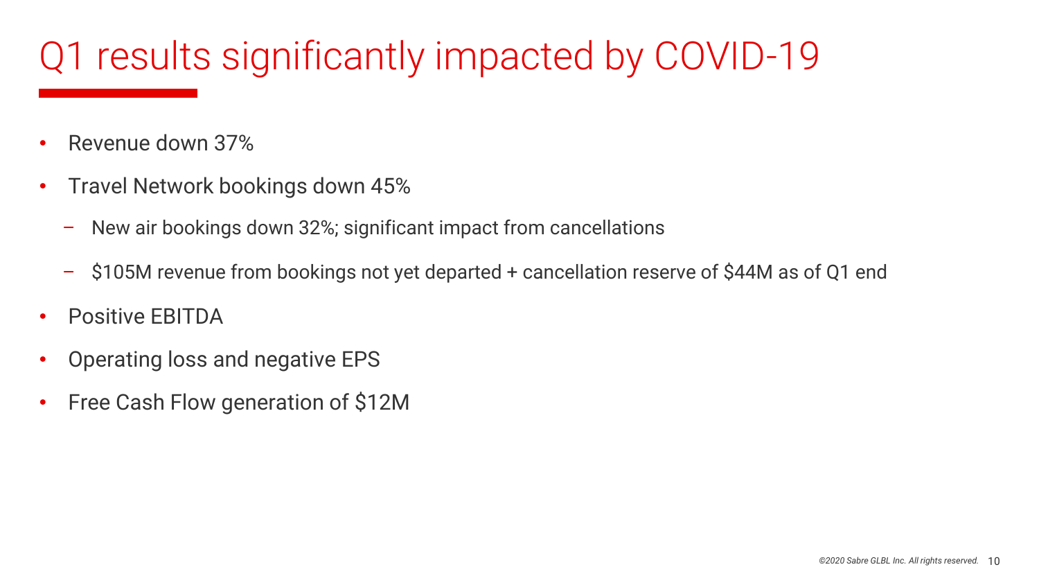# Q1 results significantly impacted by COVID-19

- Revenue down 37%
- Travel Network bookings down 45%
  - New air bookings down 32%; significant impact from cancellations
  - $105M revenue from bookings not yet departed + cancellation reserve of $44M as of Q1 end
- Positive EBITDA
- Operating loss and negative EPS
- Free Cash Flow generation of $12M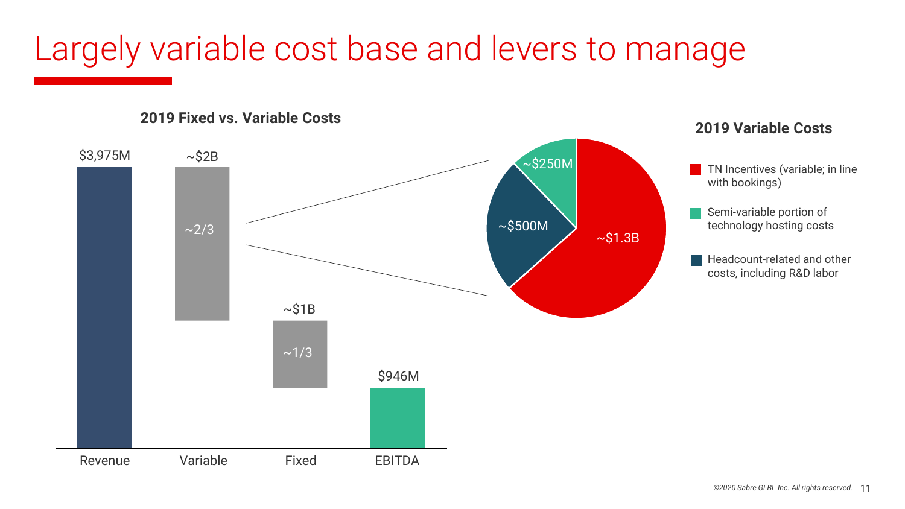# Largely variable cost base and levers to manage

## 2019 Fixed vs. Variable Costs

| | Revenue | Variable | Fixed | EBITDA |
|---|---|---|---|---|
| Amount | $3,975M | ~$2B | ~$1B | $946M |
| Share of costs | | ~2/3 | ~1/3 | |

## 2019 Variable Costs

- TN Incentives (variable; in line with bookings): ~$1.3B
- Semi-variable portion of technology hosting costs: ~$250M
- Headcount-related and other costs, including R&D labor: ~$500M

*©2020 Sabre GLBL Inc. All rights reserved.*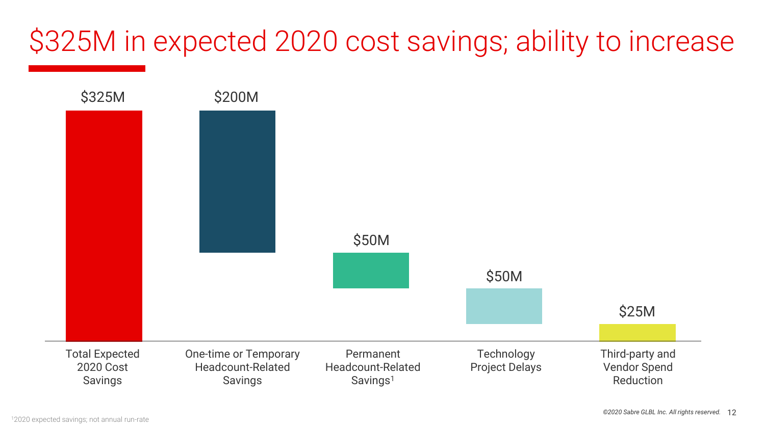# $325M in expected 2020 cost savings; ability to increase

| Category | Amount |
|---|---|
| Total Expected 2020 Cost Savings | $325M |
| One-time or Temporary Headcount-Related Savings | $200M |
| Permanent Headcount-Related Savings[1] | $50M |
| Technology Project Delays | $50M |
| Third-party and Vendor Spend Reduction | $25M |

[1]2020 expected savings; not annual run-rate

©2020 Sabre GLBL Inc. All rights reserved.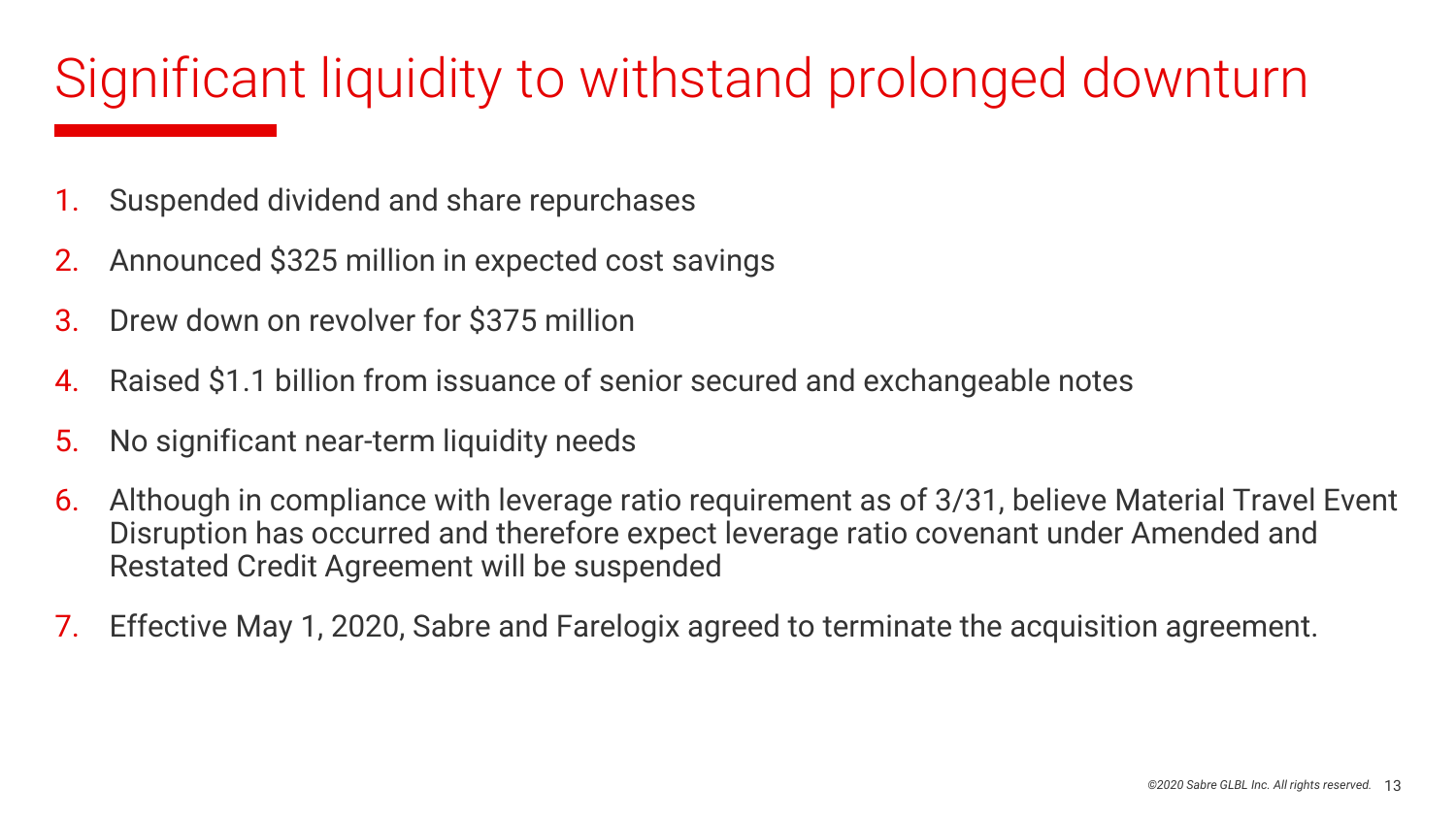# Significant liquidity to withstand prolonged downturn

1. Suspended dividend and share repurchases
2. Announced $325 million in expected cost savings
3. Drew down on revolver for $375 million
4. Raised $1.1 billion from issuance of senior secured and exchangeable notes
5. No significant near-term liquidity needs
6. Although in compliance with leverage ratio requirement as of 3/31, believe Material Travel Event Disruption has occurred and therefore expect leverage ratio covenant under Amended and Restated Credit Agreement will be suspended
7. Effective May 1, 2020, Sabre and Farelogix agreed to terminate the acquisition agreement.

*©2020 Sabre GLBL Inc. All rights reserved.*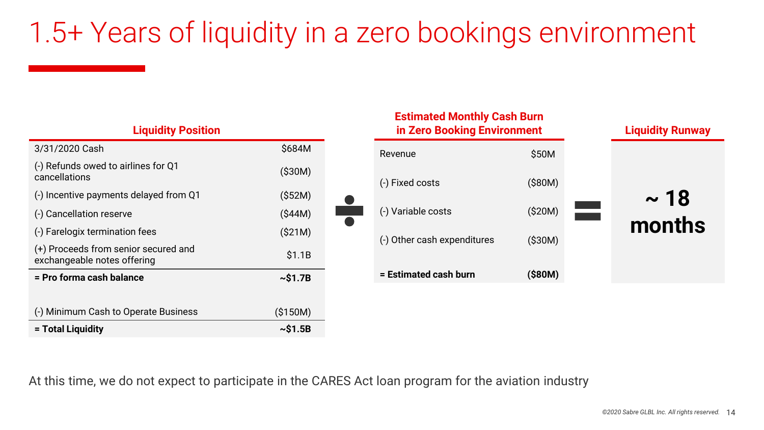# 1.5+ Years of liquidity in a zero bookings environment

**Liquidity Position**

| | |
|---|---|
| 3/31/2020 Cash | $684M |
| (-) Refunds owed to airlines for Q1 cancellations | ($30M) |
| (-) Incentive payments delayed from Q1 | ($52M) |
| (-) Cancellation reserve | ($44M) |
| (-) Farelogix termination fees | ($21M) |
| (+) Proceeds from senior secured and exchangeable notes offering | $1.1B |
| **= Pro forma cash balance** | **~$1.7B** |
| (-) Minimum Cash to Operate Business | ($150M) |
| **= Total Liquidity** | **~$1.5B** |

÷

**Estimated Monthly Cash Burn in Zero Booking Environment**

| | |
|---|---|
| Revenue | $50M |
| (-) Fixed costs | ($80M) |
| (-) Variable costs | ($20M) |
| (-) Other cash expenditures | ($30M) |
| **= Estimated cash burn** | **($80M)** |

=

**Liquidity Runway**

**~ 18 months**

At this time, we do not expect to participate in the CARES Act loan program for the aviation industry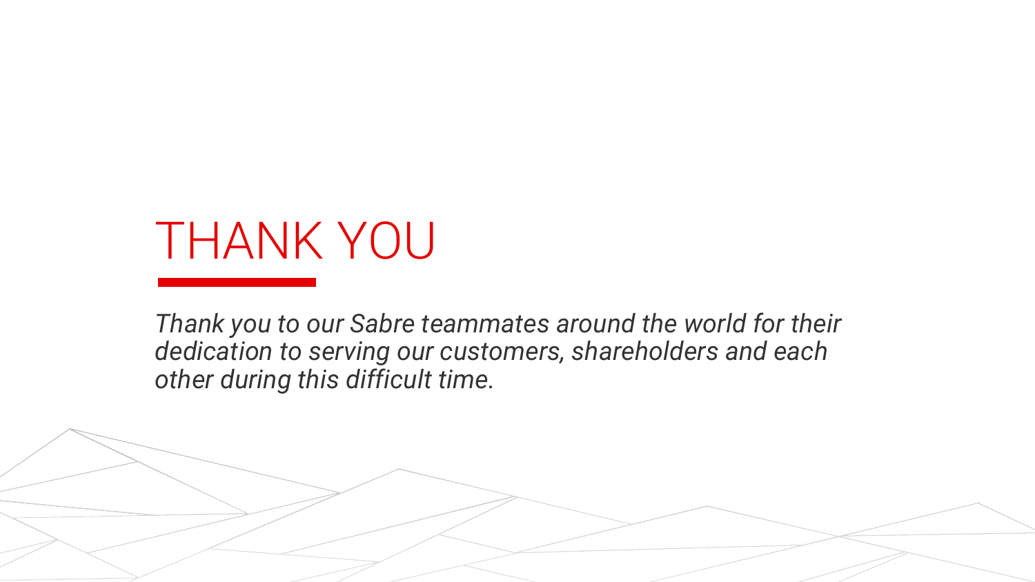# THANK YOU

*Thank you to our Sabre teammates around the world for their dedication to serving our customers, shareholders and each other during this difficult time.*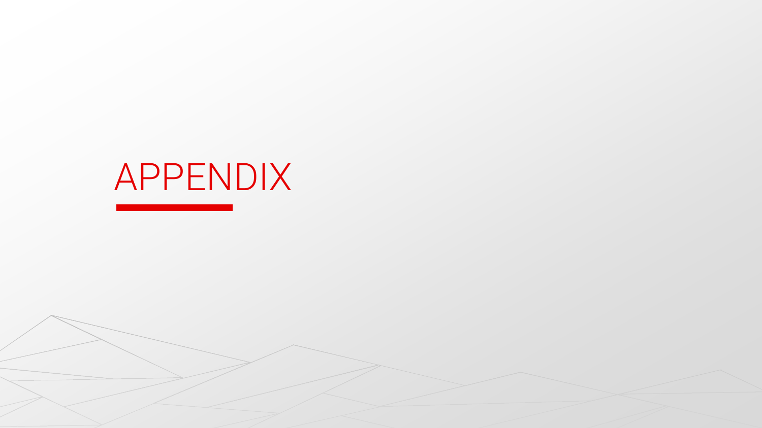# APPENDIX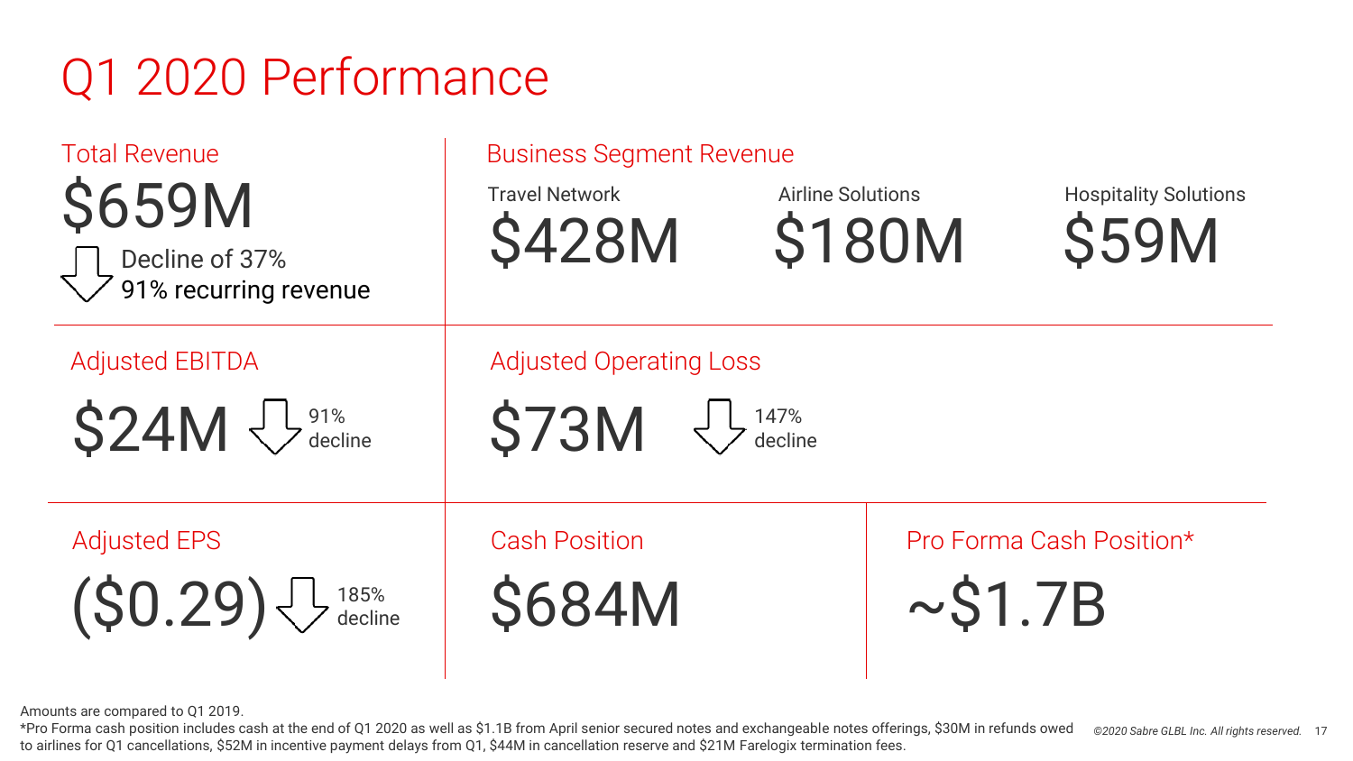# Q1 2020 Performance

## Total Revenue

**$659M**

Decline of 37%

91% recurring revenue

## Business Segment Revenue

| Travel Network | Airline Solutions | Hospitality Solutions |
| --- | --- | --- |
| $428M | $180M | $59M |

## Adjusted EBITDA

**$24M** 91% decline

## Adjusted Operating Loss

**$73M** 147% decline

## Adjusted EPS

**($0.29)** 185% decline

## Cash Position

**$684M**

## Pro Forma Cash Position*

**~$1.7B**

Amounts are compared to Q1 2019.

*Pro Forma cash position includes cash at the end of Q1 2020 as well as $1.1B from April senior secured notes and exchangeable notes offerings, $30M in refunds owed to airlines for Q1 cancellations, $52M in incentive payment delays from Q1, $44M in cancellation reserve and $21M Farelogix termination fees.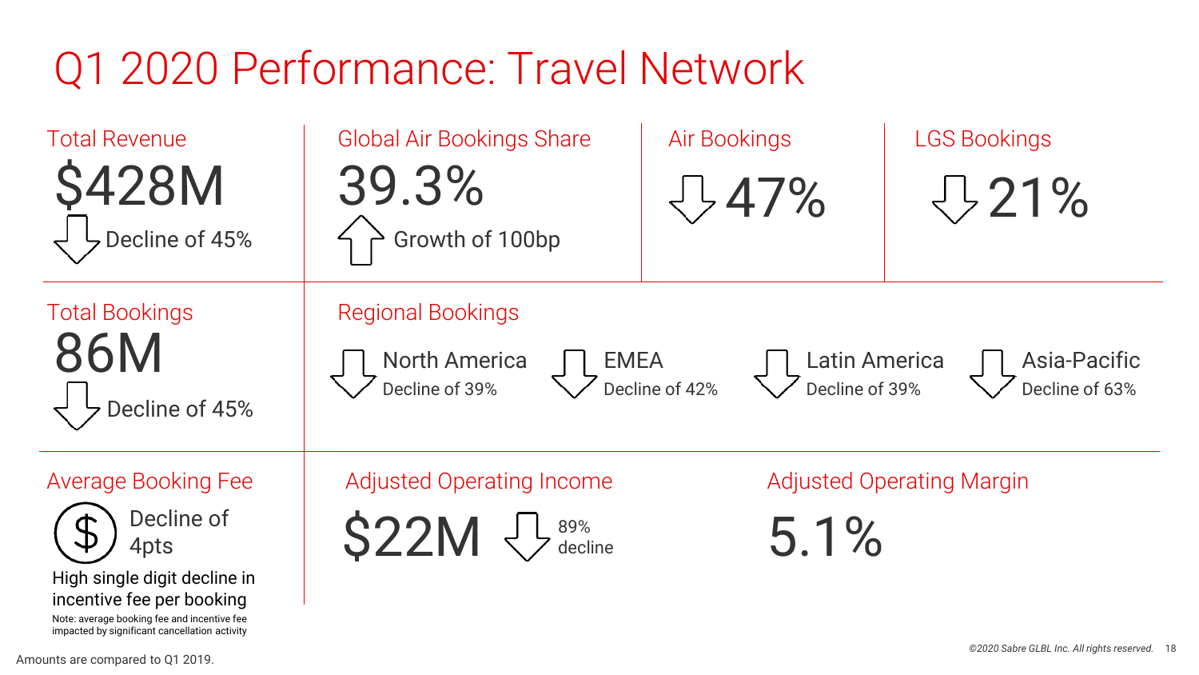# Q1 2020 Performance: Travel Network

## Total Revenue

$428M

Decline of 45%

## Global Air Bookings Share

39.3%

Growth of 100bp

## Air Bookings

↓ 47%

## LGS Bookings

↓ 21%

## Total Bookings

86M

Decline of 45%

## Regional Bookings

- **North America** – Decline of 39%
- **EMEA** – Decline of 42%
- **Latin America** – Decline of 39%
- **Asia-Pacific** – Decline of 63%

## Average Booking Fee

Decline of 4pts

High single digit decline in incentive fee per booking

Note: average booking fee and incentive fee impacted by significant cancellation activity

## Adjusted Operating Income

$22M ↓ 89% decline

## Adjusted Operating Margin

5.1%

Amounts are compared to Q1 2019.

*©2020 Sabre GLBL Inc. All rights reserved.*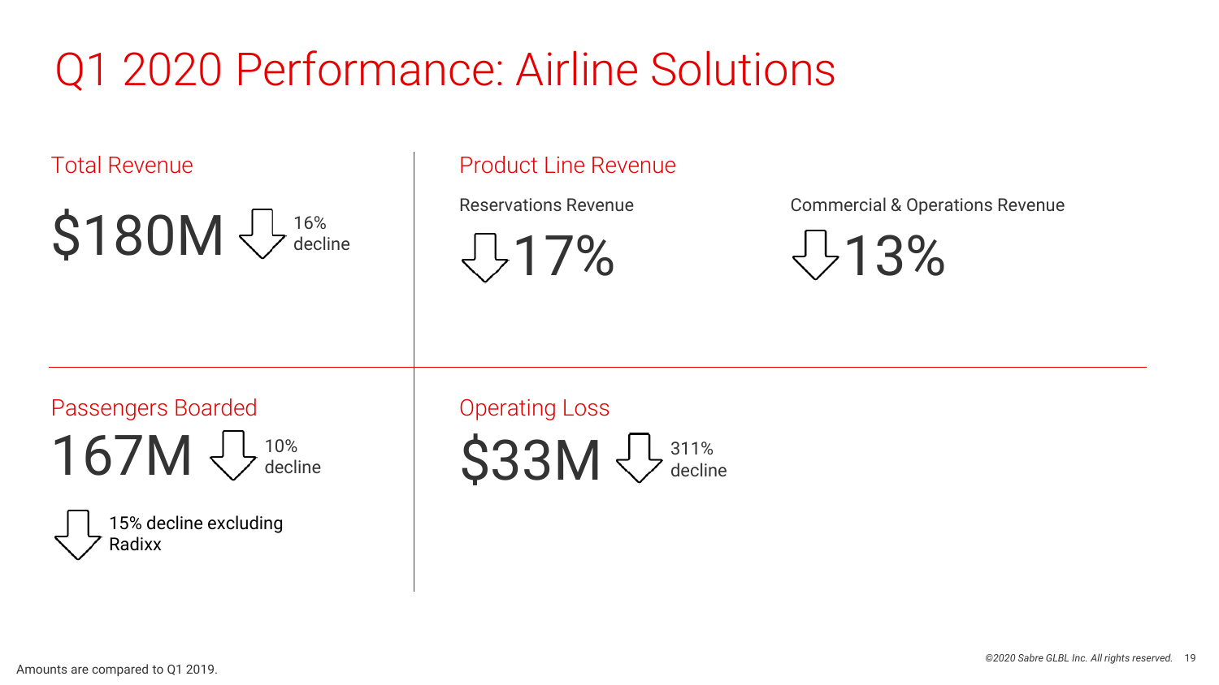# Q1 2020 Performance: Airline Solutions

## Total Revenue

$180M ⇩ 16% decline

## Product Line Revenue

### Reservations Revenue

⇩ 17%

### Commercial & Operations Revenue

⇩ 13%

## Passengers Boarded

167M ⇩ 10% decline

⇩ 15% decline excluding Radixx

## Operating Loss

$33M ⇩ 311% decline

Amounts are compared to Q1 2019.

*©2020 Sabre GLBL Inc. All rights reserved.*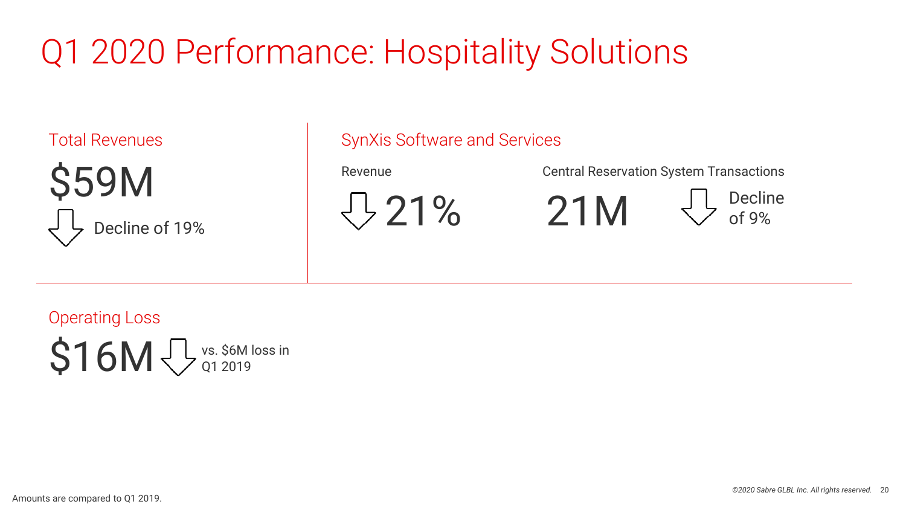# Q1 2020 Performance: Hospitality Solutions

## Total Revenues

$59M

Decline of 19%

## SynXis Software and Services

**Revenue**

21%

**Central Reservation System Transactions**

21M

Decline of 9%

## Operating Loss

$16M

vs. $6M loss in Q1 2019

Amounts are compared to Q1 2019.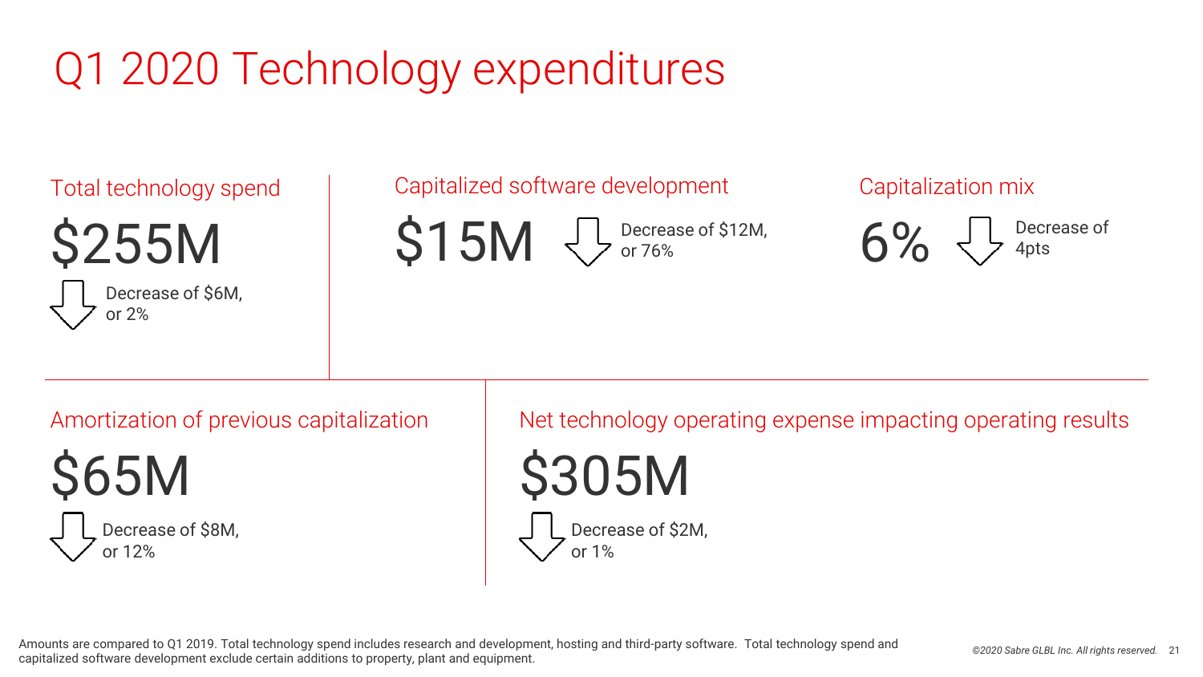# Q1 2020 Technology expenditures

## Total technology spend

$255M

Decrease of $6M, or 2%

## Capitalized software development

$15M

Decrease of $12M, or 76%

## Capitalization mix

6%

Decrease of 4pts

## Amortization of previous capitalization

$65M

Decrease of $8M, or 12%

## Net technology operating expense impacting operating results

$305M

Decrease of $2M, or 1%

Amounts are compared to Q1 2019. Total technology spend includes research and development, hosting and third-party software. Total technology spend and capitalized software development exclude certain additions to property, plant and equipment.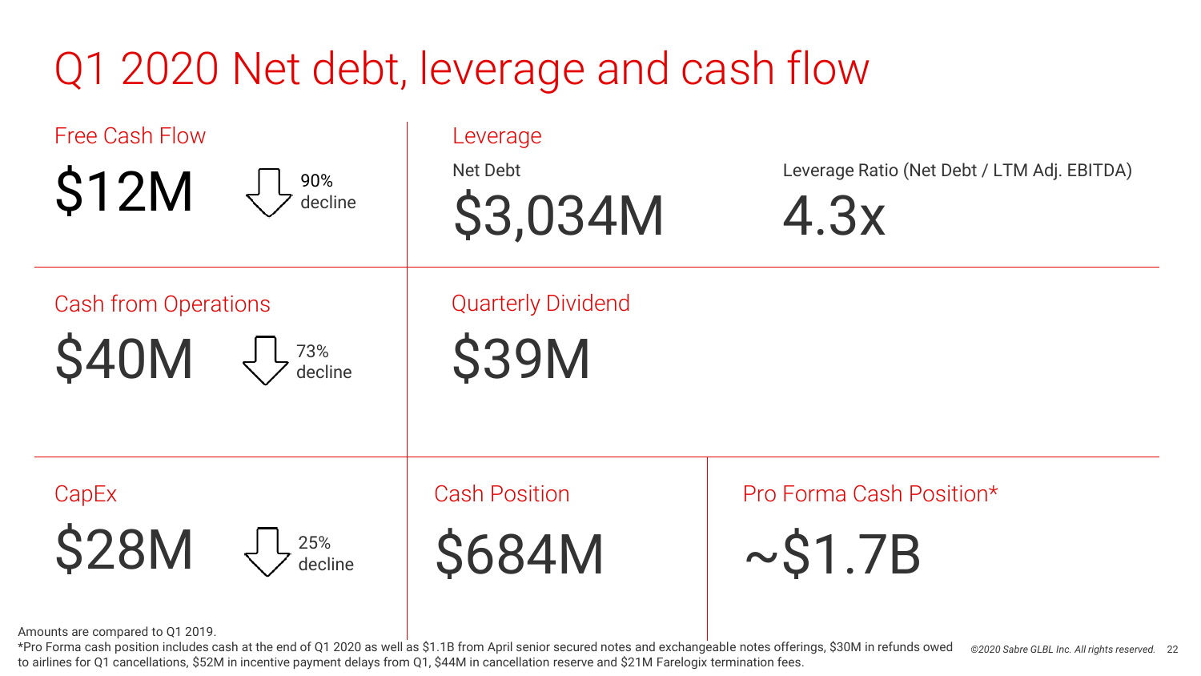# Q1 2020 Net debt, leverage and cash flow

## Free Cash Flow

$12M

90% decline

## Leverage

Net Debt

$3,034M

Leverage Ratio (Net Debt / LTM Adj. EBITDA)

4.3x

## Cash from Operations

$40M

73% decline

## Quarterly Dividend

$39M

## CapEx

$28M

25% decline

## Cash Position

$684M

## Pro Forma Cash Position*

~$1.7B

Amounts are compared to Q1 2019.

*Pro Forma cash position includes cash at the end of Q1 2020 as well as $1.1B from April senior secured notes and exchangeable notes offerings, $30M in refunds owed to airlines for Q1 cancellations, $52M in incentive payment delays from Q1, $44M in cancellation reserve and $21M Farelogix termination fees.

*©2020 Sabre GLBL Inc. All rights reserved.*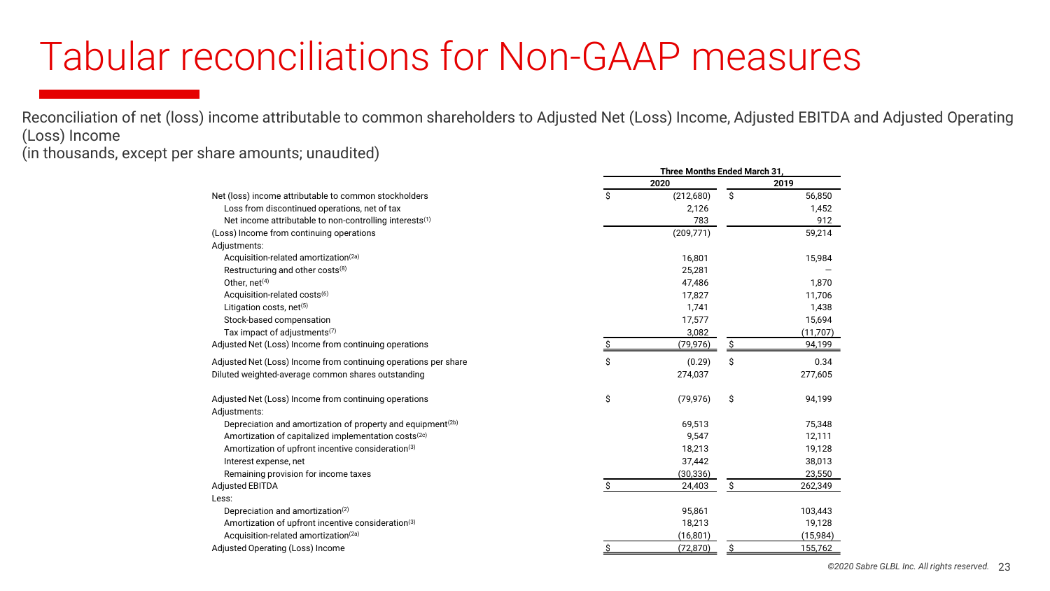# Tabular reconciliations for Non-GAAP measures

Reconciliation of net (loss) income attributable to common shareholders to Adjusted Net (Loss) Income, Adjusted EBITDA and Adjusted Operating (Loss) Income
(in thousands, except per share amounts; unaudited)

| | Three Months Ended March 31, | |
|---|---|---|
| | 2020 | 2019 |
| Net (loss) income attributable to common stockholders | $ (212,680) | $ 56,850 |
| Loss from discontinued operations, net of tax | 2,126 | 1,452 |
| Net income attributable to non-controlling interests[1] | 783 | 912 |
| (Loss) Income from continuing operations | (209,771) | 59,214 |
| Adjustments: | | |
| Acquisition-related amortization[2a] | 16,801 | 15,984 |
| Restructuring and other costs[8] | 25,281 | — |
| Other, net[4] | 47,486 | 1,870 |
| Acquisition-related costs[6] | 17,827 | 11,706 |
| Litigation costs, net[5] | 1,741 | 1,438 |
| Stock-based compensation | 17,577 | 15,694 |
| Tax impact of adjustments[7] | 3,082 | (11,707) |
| Adjusted Net (Loss) Income from continuing operations | $ (79,976) | $ 94,199 |
| Adjusted Net (Loss) Income from continuing operations per share | $ (0.29) | $ 0.34 |
| Diluted weighted-average common shares outstanding | 274,037 | 277,605 |
| | | |
| Adjusted Net (Loss) Income from continuing operations | $ (79,976) | $ 94,199 |
| Adjustments: | | |
| Depreciation and amortization of property and equipment[2b] | 69,513 | 75,348 |
| Amortization of capitalized implementation costs[2c] | 9,547 | 12,111 |
| Amortization of upfront incentive consideration[3] | 18,213 | 19,128 |
| Interest expense, net | 37,442 | 38,013 |
| Remaining provision for income taxes | (30,336) | 23,550 |
| Adjusted EBITDA | $ 24,403 | $ 262,349 |
| Less: | | |
| Depreciation and amortization[2] | 95,861 | 103,443 |
| Amortization of upfront incentive consideration[3] | 18,213 | 19,128 |
| Acquisition-related amortization[2a] | (16,801) | (15,984) |
| Adjusted Operating (Loss) Income | $ (72,870) | $ 155,762 |

*©2020 Sabre GLBL Inc. All rights reserved.*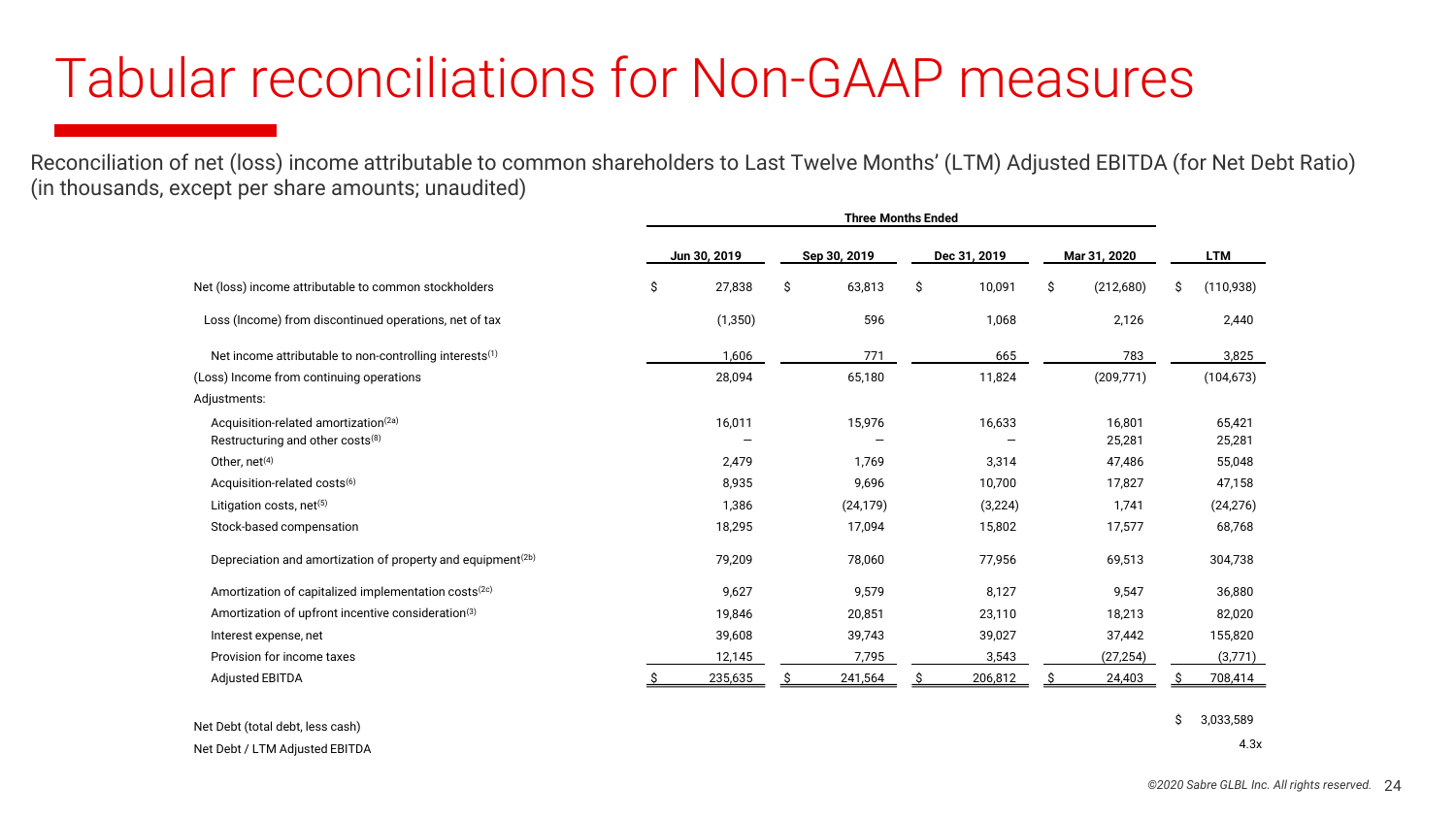# Tabular reconciliations for Non-GAAP measures

Reconciliation of net (loss) income attributable to common shareholders to Last Twelve Months' (LTM) Adjusted EBITDA (for Net Debt Ratio)
(in thousands, except per share amounts; unaudited)

| | Three Months Ended | | | | |
|---|---|---|---|---|---|
| | Jun 30, 2019 | Sep 30, 2019 | Dec 31, 2019 | Mar 31, 2020 | LTM |
| Net (loss) income attributable to common stockholders | $ 27,838 | $ 63,813 | $ 10,091 | $ (212,680) | $ (110,938) |
| Loss (Income) from discontinued operations, net of tax | (1,350) | 596 | 1,068 | 2,126 | 2,440 |
| Net income attributable to non-controlling interests[1] | 1,606 | 771 | 665 | 783 | 3,825 |
| (Loss) Income from continuing operations | 28,094 | 65,180 | 11,824 | (209,771) | (104,673) |
| Adjustments: | | | | | |
| Acquisition-related amortization[2a] | 16,011 | 15,976 | 16,633 | 16,801 | 65,421 |
| Restructuring and other costs[8] | — | — | — | 25,281 | 25,281 |
| Other, net[4] | 2,479 | 1,769 | 3,314 | 47,486 | 55,048 |
| Acquisition-related costs[6] | 8,935 | 9,696 | 10,700 | 17,827 | 47,158 |
| Litigation costs, net[5] | 1,386 | (24,179) | (3,224) | 1,741 | (24,276) |
| Stock-based compensation | 18,295 | 17,094 | 15,802 | 17,577 | 68,768 |
| Depreciation and amortization of property and equipment[2b] | 79,209 | 78,060 | 77,956 | 69,513 | 304,738 |
| Amortization of capitalized implementation costs[2c] | 9,627 | 9,579 | 8,127 | 9,547 | 36,880 |
| Amortization of upfront incentive consideration[3] | 19,846 | 20,851 | 23,110 | 18,213 | 82,020 |
| Interest expense, net | 39,608 | 39,743 | 39,027 | 37,442 | 155,820 |
| Provision for income taxes | 12,145 | 7,795 | 3,543 | (27,254) | (3,771) |
| Adjusted EBITDA | $ 235,635 | $ 241,564 | $ 206,812 | $ 24,403 | $ 708,414 |
| | | | | | |
| Net Debt (total debt, less cash) | | | | | $ 3,033,589 |
| Net Debt / LTM Adjusted EBITDA | | | | | 4.3x |

©2020 Sabre GLBL Inc. All rights reserved.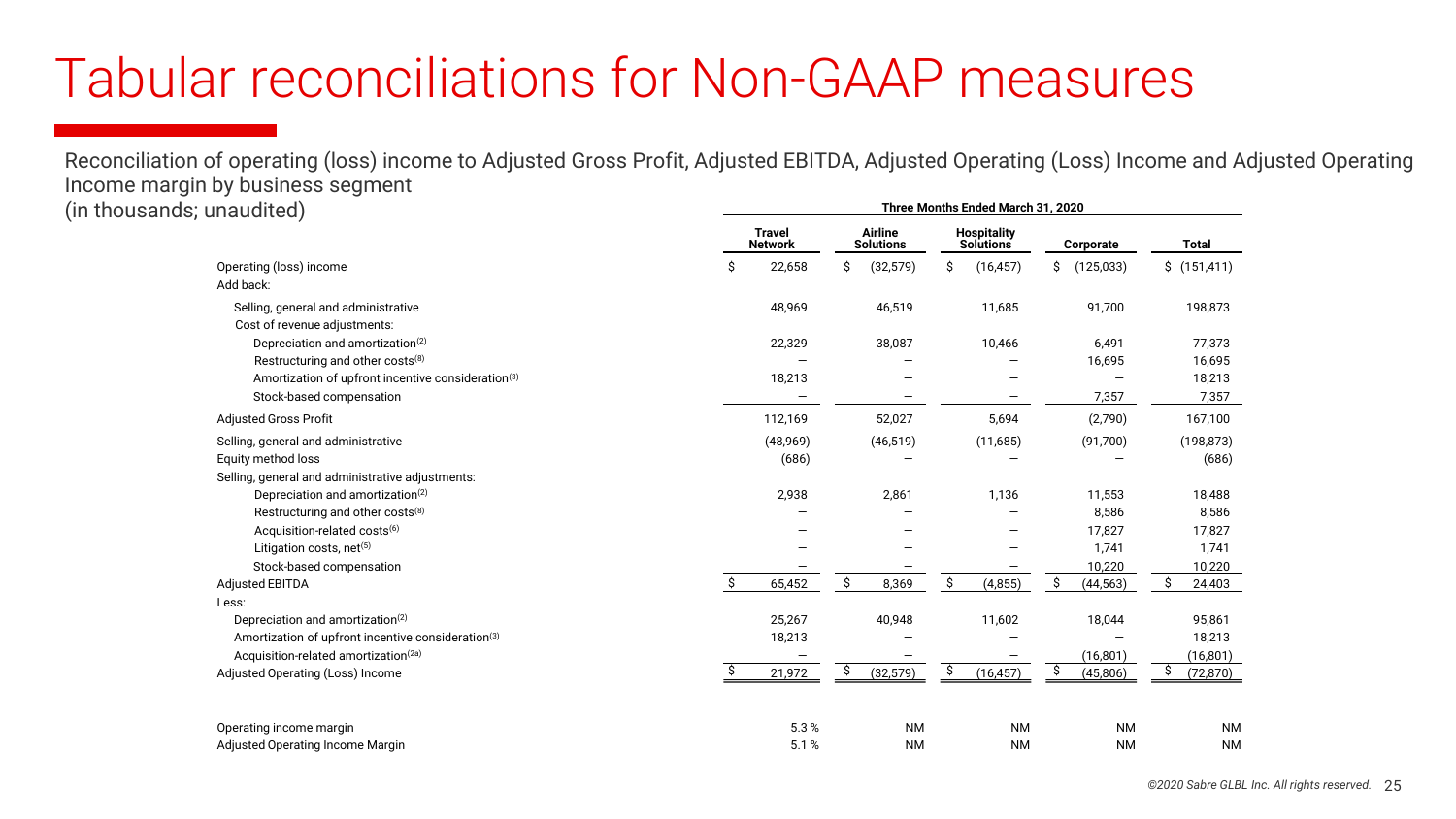# Tabular reconciliations for Non-GAAP measures

Reconciliation of operating (loss) income to Adjusted Gross Profit, Adjusted EBITDA, Adjusted Operating (Loss) Income and Adjusted Operating Income margin by business segment
(in thousands; unaudited)

| | Three Months Ended March 31, 2020 | | | | |
|---|---|---|---|---|---|
| | Travel Network | Airline Solutions | Hospitality Solutions | Corporate | Total |
| Operating (loss) income | $ 22,658 | $ (32,579) | $ (16,457) | $ (125,033) | $ (151,411) |
| Add back: | | | | | |
| Selling, general and administrative | 48,969 | 46,519 | 11,685 | 91,700 | 198,873 |
| Cost of revenue adjustments: | | | | | |
| Depreciation and amortization(2) | 22,329 | 38,087 | 10,466 | 6,491 | 77,373 |
| Restructuring and other costs(8) | — | — | — | 16,695 | 16,695 |
| Amortization of upfront incentive consideration(3) | 18,213 | — | — | — | 18,213 |
| Stock-based compensation | — | — | — | 7,357 | 7,357 |
| Adjusted Gross Profit | 112,169 | 52,027 | 5,694 | (2,790) | 167,100 |
| Selling, general and administrative | (48,969) | (46,519) | (11,685) | (91,700) | (198,873) |
| Equity method loss | (686) | — | — | — | (686) |
| Selling, general and administrative adjustments: | | | | | |
| Depreciation and amortization(2) | 2,938 | 2,861 | 1,136 | 11,553 | 18,488 |
| Restructuring and other costs(8) | — | — | — | 8,586 | 8,586 |
| Acquisition-related costs(6) | — | — | — | 17,827 | 17,827 |
| Litigation costs, net(5) | — | — | — | 1,741 | 1,741 |
| Stock-based compensation | — | — | — | 10,220 | 10,220 |
| Adjusted EBITDA | $ 65,452 | $ 8,369 | $ (4,855) | $ (44,563) | $ 24,403 |
| Less: | | | | | |
| Depreciation and amortization(2) | 25,267 | 40,948 | 11,602 | 18,044 | 95,861 |
| Amortization of upfront incentive consideration(3) | 18,213 | — | — | — | 18,213 |
| Acquisition-related amortization(2a) | — | — | — | (16,801) | (16,801) |
| Adjusted Operating (Loss) Income | $ 21,972 | $ (32,579) | $ (16,457) | $ (45,806) | $ (72,870) |
| | | | | | |
| Operating income margin | 5.3 % | NM | NM | NM | NM |
| Adjusted Operating Income Margin | 5.1 % | NM | NM | NM | NM |

*©2020 Sabre GLBL Inc. All rights reserved.*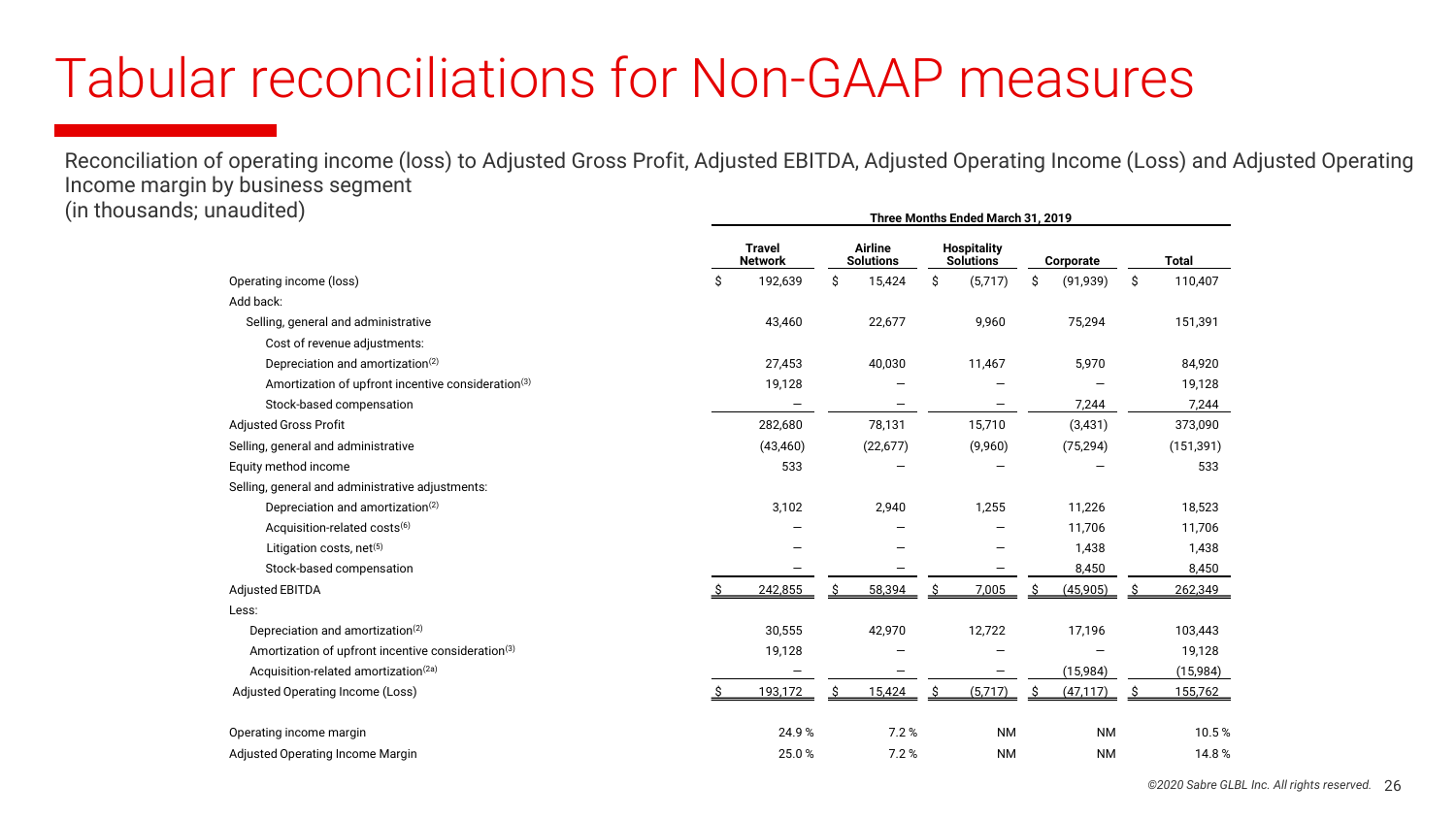# Tabular reconciliations for Non-GAAP measures

Reconciliation of operating income (loss) to Adjusted Gross Profit, Adjusted EBITDA, Adjusted Operating Income (Loss) and Adjusted Operating Income margin by business segment
(in thousands; unaudited)

| | Three Months Ended March 31, 2019 | | | | |
|---|---|---|---|---|---|
| | Travel Network | Airline Solutions | Hospitality Solutions | Corporate | Total |
| Operating income (loss) | $ 192,639 | $ 15,424 | $ (5,717) | $ (91,939) | $ 110,407 |
| Add back: | | | | | |
| Selling, general and administrative | 43,460 | 22,677 | 9,960 | 75,294 | 151,391 |
| Cost of revenue adjustments: | | | | | |
| Depreciation and amortization[(2)] | 27,453 | 40,030 | 11,467 | 5,970 | 84,920 |
| Amortization of upfront incentive consideration[(3)] | 19,128 | — | — | — | 19,128 |
| Stock-based compensation | — | — | — | 7,244 | 7,244 |
| Adjusted Gross Profit | 282,680 | 78,131 | 15,710 | (3,431) | 373,090 |
| Selling, general and administrative | (43,460) | (22,677) | (9,960) | (75,294) | (151,391) |
| Equity method income | 533 | — | — | — | 533 |
| Selling, general and administrative adjustments: | | | | | |
| Depreciation and amortization[(2)] | 3,102 | 2,940 | 1,255 | 11,226 | 18,523 |
| Acquisition-related costs[(6)] | — | — | — | 11,706 | 11,706 |
| Litigation costs, net[(5)] | — | — | — | 1,438 | 1,438 |
| Stock-based compensation | — | — | — | 8,450 | 8,450 |
| Adjusted EBITDA | $ 242,855 | $ 58,394 | $ 7,005 | $ (45,905) | $ 262,349 |
| Less: | | | | | |
| Depreciation and amortization[(2)] | 30,555 | 42,970 | 12,722 | 17,196 | 103,443 |
| Amortization of upfront incentive consideration[(3)] | 19,128 | — | — | — | 19,128 |
| Acquisition-related amortization[(2a)] | — | — | — | (15,984) | (15,984) |
| Adjusted Operating Income (Loss) | $ 193,172 | $ 15,424 | $ (5,717) | $ (47,117) | $ 155,762 |
| Operating income margin | 24.9 % | 7.2 % | NM | NM | 10.5 % |
| Adjusted Operating Income Margin | 25.0 % | 7.2 % | NM | NM | 14.8 % |

©2020 Sabre GLBL Inc. All rights reserved.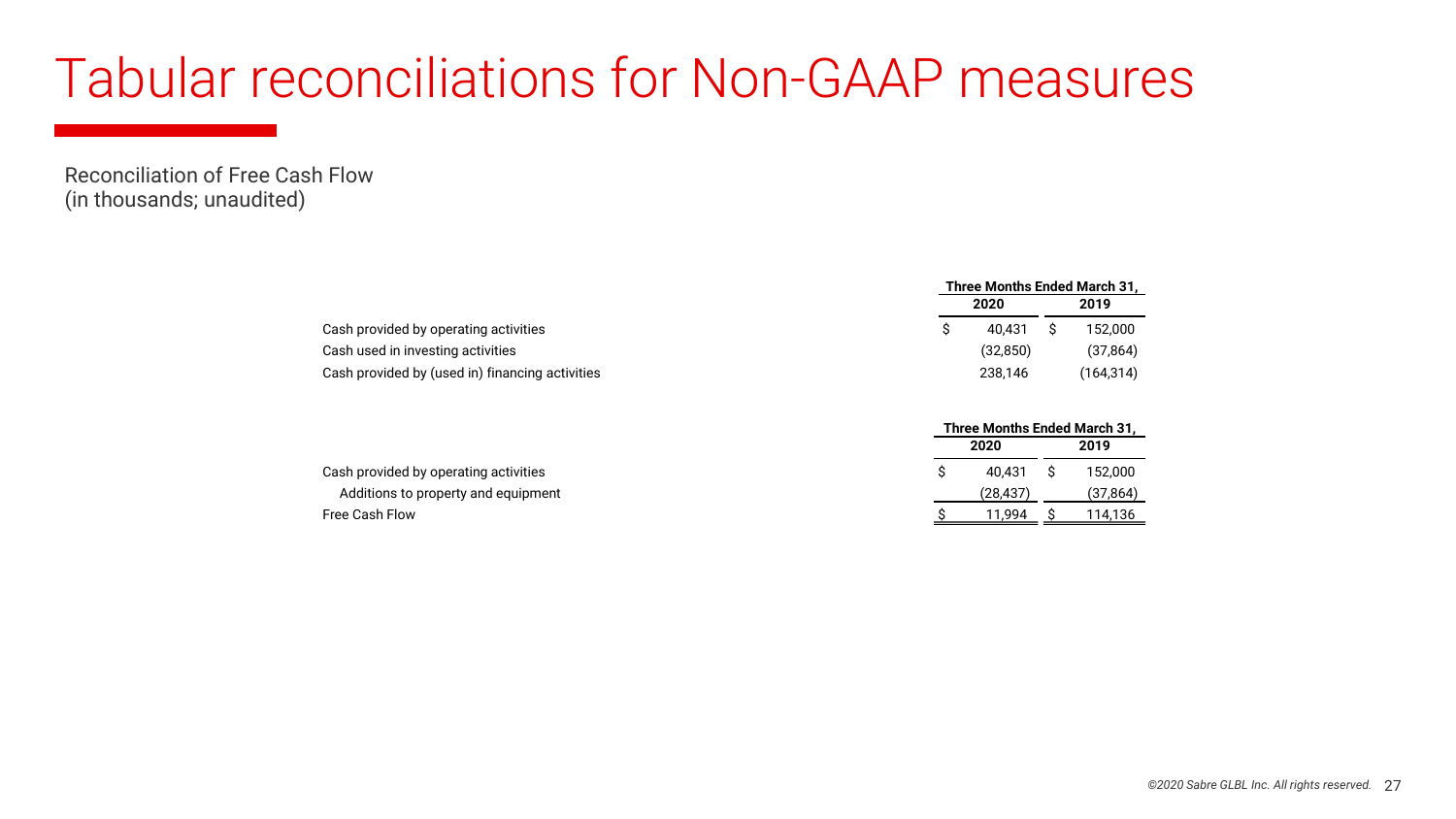# Tabular reconciliations for Non-GAAP measures

Reconciliation of Free Cash Flow
(in thousands; unaudited)

| | Three Months Ended March 31, | |
|---|---|---|
| | 2020 | 2019 |
| Cash provided by operating activities | $ 40,431 | $ 152,000 |
| Cash used in investing activities | (32,850) | (37,864) |
| Cash provided by (used in) financing activities | 238,146 | (164,314) |

| | Three Months Ended March 31, | |
|---|---|---|
| | 2020 | 2019 |
| Cash provided by operating activities | $ 40,431 | $ 152,000 |
| Additions to property and equipment | (28,437) | (37,864) |
| Free Cash Flow | $ 11,994 | $ 114,136 |

*©2020 Sabre GLBL Inc. All rights reserved.*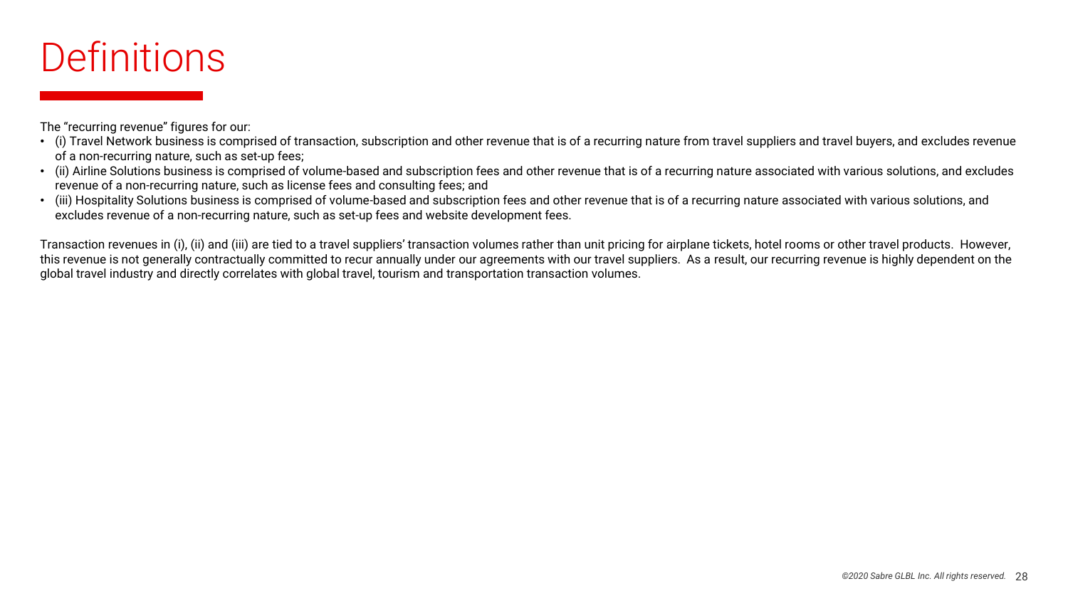# Definitions

The "recurring revenue" figures for our:

- (i) Travel Network business is comprised of transaction, subscription and other revenue that is of a recurring nature from travel suppliers and travel buyers, and excludes revenue of a non-recurring nature, such as set-up fees;
- (ii) Airline Solutions business is comprised of volume-based and subscription fees and other revenue that is of a recurring nature associated with various solutions, and excludes revenue of a non-recurring nature, such as license fees and consulting fees; and
- (iii) Hospitality Solutions business is comprised of volume-based and subscription fees and other revenue that is of a recurring nature associated with various solutions, and excludes revenue of a non-recurring nature, such as set-up fees and website development fees.

Transaction revenues in (i), (ii) and (iii) are tied to a travel suppliers' transaction volumes rather than unit pricing for airplane tickets, hotel rooms or other travel products. However, this revenue is not generally contractually committed to recur annually under our agreements with our travel suppliers. As a result, our recurring revenue is highly dependent on the global travel industry and directly correlates with global travel, tourism and transportation transaction volumes.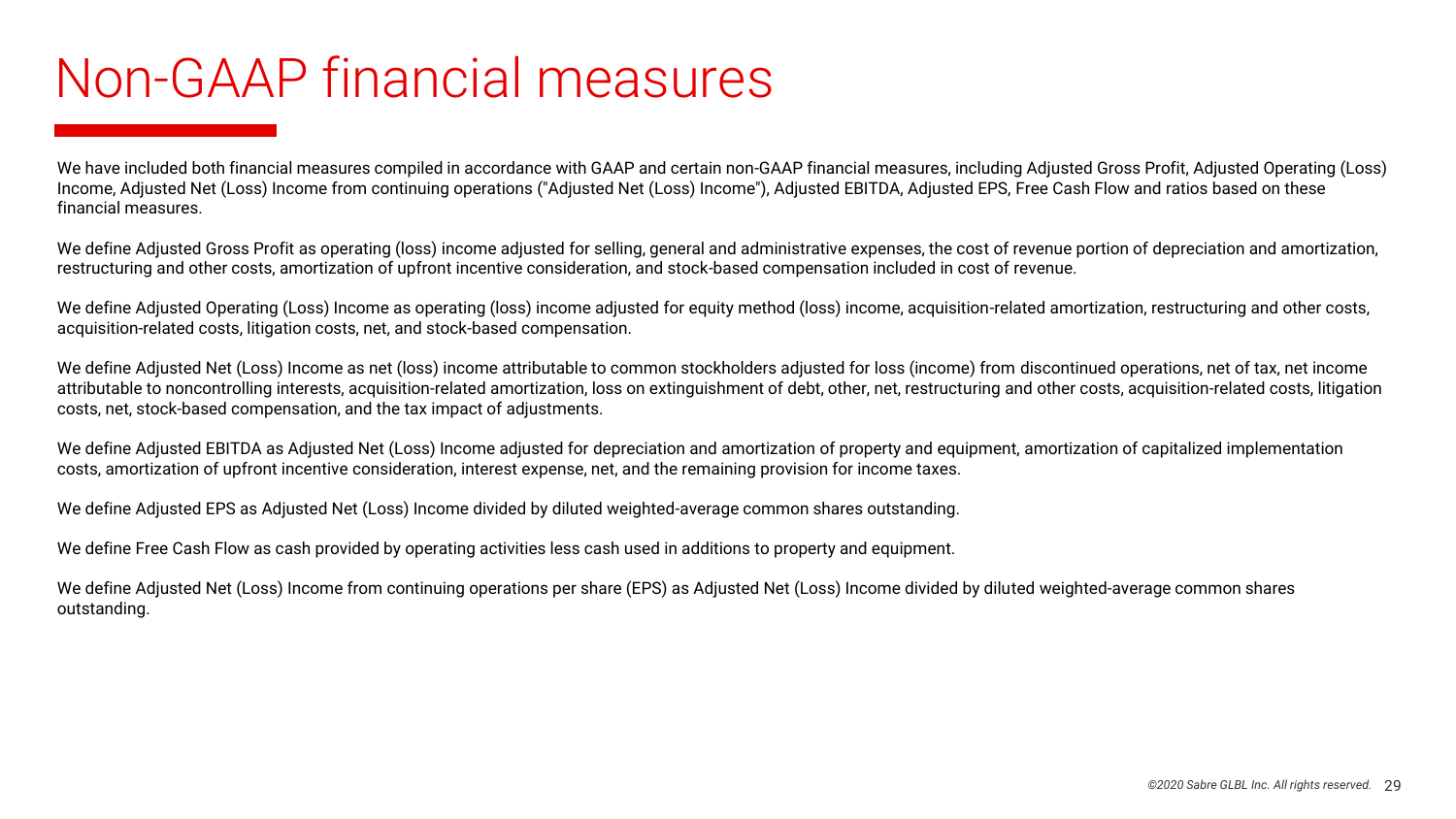# Non-GAAP financial measures

We have included both financial measures compiled in accordance with GAAP and certain non-GAAP financial measures, including Adjusted Gross Profit, Adjusted Operating (Loss) Income, Adjusted Net (Loss) Income from continuing operations ("Adjusted Net (Loss) Income"), Adjusted EBITDA, Adjusted EPS, Free Cash Flow and ratios based on these financial measures.

We define Adjusted Gross Profit as operating (loss) income adjusted for selling, general and administrative expenses, the cost of revenue portion of depreciation and amortization, restructuring and other costs, amortization of upfront incentive consideration, and stock-based compensation included in cost of revenue.

We define Adjusted Operating (Loss) Income as operating (loss) income adjusted for equity method (loss) income, acquisition-related amortization, restructuring and other costs, acquisition-related costs, litigation costs, net, and stock-based compensation.

We define Adjusted Net (Loss) Income as net (loss) income attributable to common stockholders adjusted for loss (income) from discontinued operations, net of tax, net income attributable to noncontrolling interests, acquisition-related amortization, loss on extinguishment of debt, other, net, restructuring and other costs, acquisition-related costs, litigation costs, net, stock-based compensation, and the tax impact of adjustments.

We define Adjusted EBITDA as Adjusted Net (Loss) Income adjusted for depreciation and amortization of property and equipment, amortization of capitalized implementation costs, amortization of upfront incentive consideration, interest expense, net, and the remaining provision for income taxes.

We define Adjusted EPS as Adjusted Net (Loss) Income divided by diluted weighted-average common shares outstanding.

We define Free Cash Flow as cash provided by operating activities less cash used in additions to property and equipment.

We define Adjusted Net (Loss) Income from continuing operations per share (EPS) as Adjusted Net (Loss) Income divided by diluted weighted-average common shares outstanding.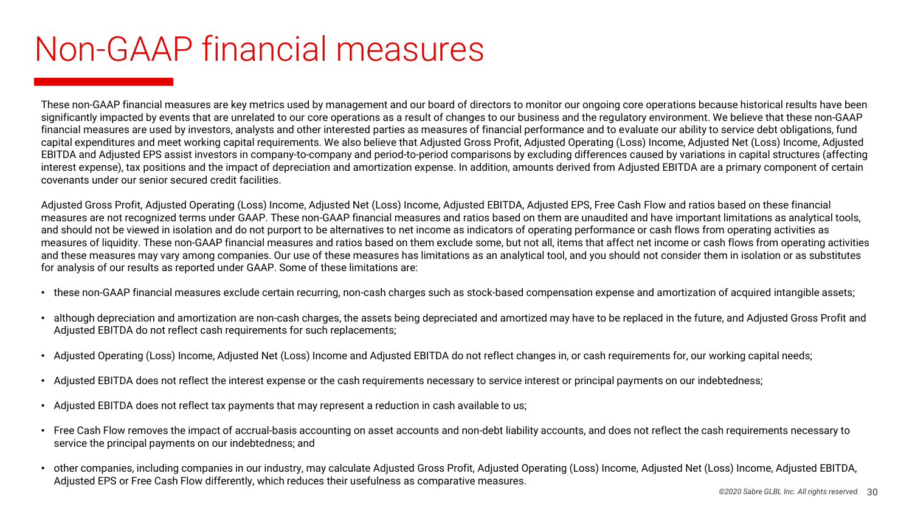# Non-GAAP financial measures

These non-GAAP financial measures are key metrics used by management and our board of directors to monitor our ongoing core operations because historical results have been significantly impacted by events that are unrelated to our core operations as a result of changes to our business and the regulatory environment. We believe that these non-GAAP financial measures are used by investors, analysts and other interested parties as measures of financial performance and to evaluate our ability to service debt obligations, fund capital expenditures and meet working capital requirements. We also believe that Adjusted Gross Profit, Adjusted Operating (Loss) Income, Adjusted Net (Loss) Income, Adjusted EBITDA and Adjusted EPS assist investors in company-to-company and period-to-period comparisons by excluding differences caused by variations in capital structures (affecting interest expense), tax positions and the impact of depreciation and amortization expense. In addition, amounts derived from Adjusted EBITDA are a primary component of certain covenants under our senior secured credit facilities.

Adjusted Gross Profit, Adjusted Operating (Loss) Income, Adjusted Net (Loss) Income, Adjusted EBITDA, Adjusted EPS, Free Cash Flow and ratios based on these financial measures are not recognized terms under GAAP. These non-GAAP financial measures and ratios based on them are unaudited and have important limitations as analytical tools, and should not be viewed in isolation and do not purport to be alternatives to net income as indicators of operating performance or cash flows from operating activities as measures of liquidity. These non-GAAP financial measures and ratios based on them exclude some, but not all, items that affect net income or cash flows from operating activities and these measures may vary among companies. Our use of these measures has limitations as an analytical tool, and you should not consider them in isolation or as substitutes for analysis of our results as reported under GAAP. Some of these limitations are:

- these non-GAAP financial measures exclude certain recurring, non-cash charges such as stock-based compensation expense and amortization of acquired intangible assets;
- although depreciation and amortization are non-cash charges, the assets being depreciated and amortized may have to be replaced in the future, and Adjusted Gross Profit and Adjusted EBITDA do not reflect cash requirements for such replacements;
- Adjusted Operating (Loss) Income, Adjusted Net (Loss) Income and Adjusted EBITDA do not reflect changes in, or cash requirements for, our working capital needs;
- Adjusted EBITDA does not reflect the interest expense or the cash requirements necessary to service interest or principal payments on our indebtedness;
- Adjusted EBITDA does not reflect tax payments that may represent a reduction in cash available to us;
- Free Cash Flow removes the impact of accrual-basis accounting on asset accounts and non-debt liability accounts, and does not reflect the cash requirements necessary to service the principal payments on our indebtedness; and
- other companies, including companies in our industry, may calculate Adjusted Gross Profit, Adjusted Operating (Loss) Income, Adjusted Net (Loss) Income, Adjusted EBITDA, Adjusted EPS or Free Cash Flow differently, which reduces their usefulness as comparative measures.

*©2020 Sabre GLBL Inc. All rights reserved.*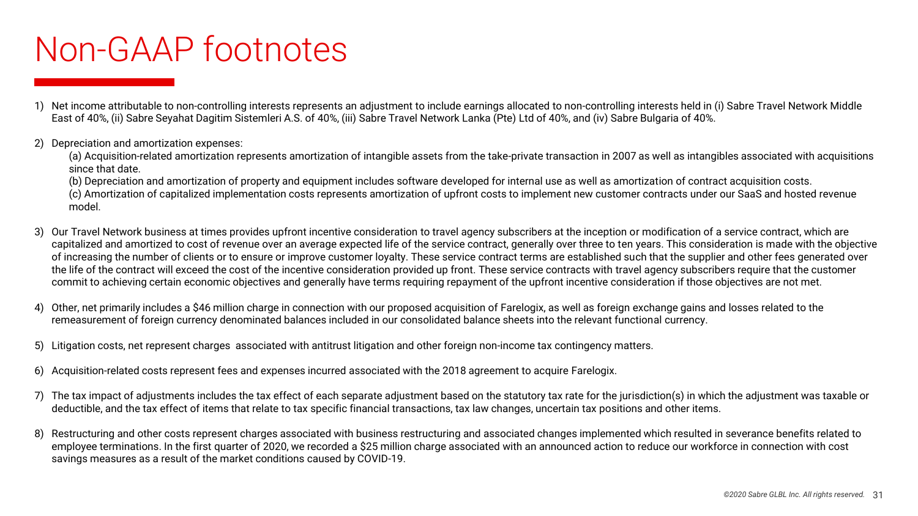# Non-GAAP footnotes

1) Net income attributable to non-controlling interests represents an adjustment to include earnings allocated to non-controlling interests held in (i) Sabre Travel Network Middle East of 40%, (ii) Sabre Seyahat Dagitim Sistemleri A.S. of 40%, (iii) Sabre Travel Network Lanka (Pte) Ltd of 40%, and (iv) Sabre Bulgaria of 40%.

2) Depreciation and amortization expenses:
   (a) Acquisition-related amortization represents amortization of intangible assets from the take-private transaction in 2007 as well as intangibles associated with acquisitions since that date.
   (b) Depreciation and amortization of property and equipment includes software developed for internal use as well as amortization of contract acquisition costs.
   (c) Amortization of capitalized implementation costs represents amortization of upfront costs to implement new customer contracts under our SaaS and hosted revenue model.

3) Our Travel Network business at times provides upfront incentive consideration to travel agency subscribers at the inception or modification of a service contract, which are capitalized and amortized to cost of revenue over an average expected life of the service contract, generally over three to ten years. This consideration is made with the objective of increasing the number of clients or to ensure or improve customer loyalty. These service contract terms are established such that the supplier and other fees generated over the life of the contract will exceed the cost of the incentive consideration provided up front. These service contracts with travel agency subscribers require that the customer commit to achieving certain economic objectives and generally have terms requiring repayment of the upfront incentive consideration if those objectives are not met.

4) Other, net primarily includes a $46 million charge in connection with our proposed acquisition of Farelogix, as well as foreign exchange gains and losses related to the remeasurement of foreign currency denominated balances included in our consolidated balance sheets into the relevant functional currency.

5) Litigation costs, net represent charges associated with antitrust litigation and other foreign non-income tax contingency matters.

6) Acquisition-related costs represent fees and expenses incurred associated with the 2018 agreement to acquire Farelogix.

7) The tax impact of adjustments includes the tax effect of each separate adjustment based on the statutory tax rate for the jurisdiction(s) in which the adjustment was taxable or deductible, and the tax effect of items that relate to tax specific financial transactions, tax law changes, uncertain tax positions and other items.

8) Restructuring and other costs represent charges associated with business restructuring and associated changes implemented which resulted in severance benefits related to employee terminations. In the first quarter of 2020, we recorded a $25 million charge associated with an announced action to reduce our workforce in connection with cost savings measures as a result of the market conditions caused by COVID-19.

*©2020 Sabre GLBL Inc. All rights reserved.*